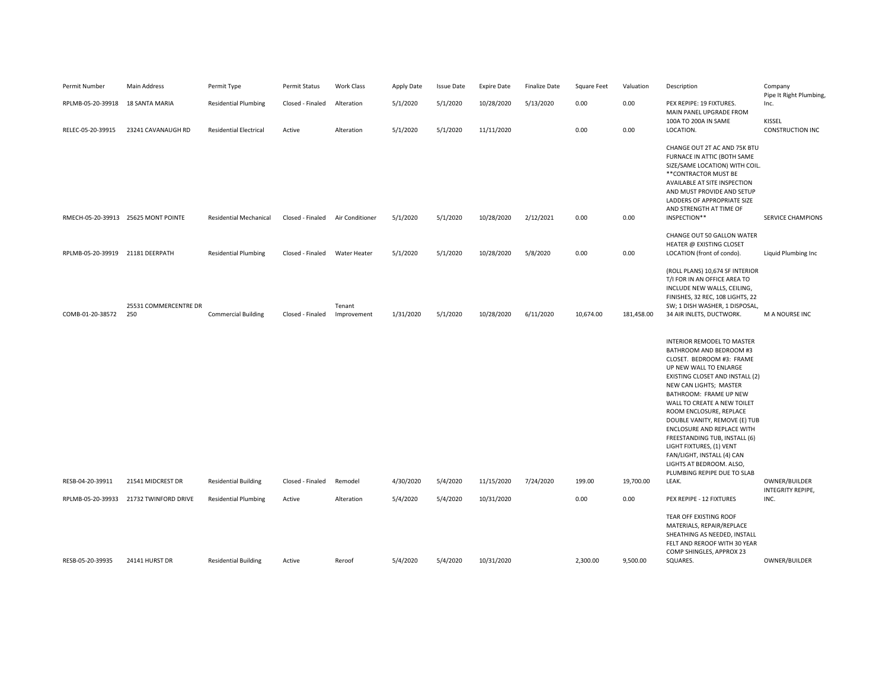| Permit Number | Main Address | Permit Type | Permit Status | Work Class | Apply Date | Issue Date | Expire Date | Finalize Date | Square Feet | Valuation | Description | Company |
|---|---|---|---|---|---|---|---|---|---|---|---|---|
| RPLMB-05-20-39918 | 18 SANTA MARIA | Residential Plumbing | Closed - Finaled | Alteration | 5/1/2020 | 5/1/2020 | 10/28/2020 | 5/13/2020 | 0.00 | 0.00 | PEX REPIPE: 19 FIXTURES. | Pipe It Right Plumbing, Inc. |
| RELEC-05-20-39915 | 23241 CAVANAUGH RD | Residential Electrical | Active | Alteration | 5/1/2020 | 5/1/2020 | 11/11/2020 | | 0.00 | 0.00 | MAIN PANEL UPGRADE FROM 100A TO 200A IN SAME LOCATION. | KISSEL CONSTRUCTION INC |
| RMECH-05-20-39913 | 25625 MONT POINTE | Residential Mechanical | Closed - Finaled | Air Conditioner | 5/1/2020 | 5/1/2020 | 10/28/2020 | 2/12/2021 | 0.00 | 0.00 | CHANGE OUT 2T AC AND 75K BTU FURNACE IN ATTIC (BOTH SAME SIZE/SAME LOCATION) WITH COIL. **CONTRACTOR MUST BE AVAILABLE AT SITE INSPECTION AND MUST PROVIDE AND SETUP LADDERS OF APPROPRIATE SIZE AND STRENGTH AT TIME OF INSPECTION** | SERVICE CHAMPIONS |
| RPLMB-05-20-39919 | 21181 DEERPATH | Residential Plumbing | Closed - Finaled | Water Heater | 5/1/2020 | 5/1/2020 | 10/28/2020 | 5/8/2020 | 0.00 | 0.00 | CHANGE OUT 50 GALLON WATER HEATER @ EXISTING CLOSET LOCATION (front of condo). | Liquid Plumbing Inc |
| COMB-01-20-38572 | 25531 COMMERCENTRE DR 250 | Commercial Building | Closed - Finaled | Tenant Improvement | 1/31/2020 | 5/1/2020 | 10/28/2020 | 6/11/2020 | 10,674.00 | 181,458.00 | (ROLL PLANS) 10,674 SF INTERIOR T/I FOR IN AN OFFICE AREA TO INCLUDE NEW WALLS, CEILING, FINISHES, 32 REC, 108 LIGHTS, 22 SW; 1 DISH WASHER, 1 DISPOSAL, 34 AIR INLETS, DUCTWORK. | M A NOURSE INC |
| RESB-04-20-39911 | 21541 MIDCREST DR | Residential Building | Closed - Finaled | Remodel | 4/30/2020 | 5/4/2020 | 11/15/2020 | 7/24/2020 | 199.00 | 19,700.00 | INTERIOR REMODEL TO MASTER BATHROOM AND BEDROOM #3 CLOSET. BEDROOM #3: FRAME UP NEW WALL TO ENLARGE EXISTING CLOSET AND INSTALL (2) NEW CAN LIGHTS; MASTER BATHROOM: FRAME UP NEW WALL TO CREATE A NEW TOILET ROOM ENCLOSURE, REPLACE DOUBLE VANITY, REMOVE (E) TUB ENCLOSURE AND REPLACE WITH FREESTANDING TUB, INSTALL (6) LIGHT FIXTURES, (1) VENT FAN/LIGHT, INSTALL (4) CAN LIGHTS AT BEDROOM. ALSO, PLUMBING REPIPE DUE TO SLAB LEAK. | OWNER/BUILDER |
| RPLMB-05-20-39933 | 21732 TWINFORD DRIVE | Residential Plumbing | Active | Alteration | 5/4/2020 | 5/4/2020 | 10/31/2020 | | 0.00 | 0.00 | PEX REPIPE - 12 FIXTURES | INTEGRITY REPIPE, INC. |
| RESB-05-20-39935 | 24141 HURST DR | Residential Building | Active | Reroof | 5/4/2020 | 5/4/2020 | 10/31/2020 | | 2,300.00 | 9,500.00 | TEAR OFF EXISTING ROOF MATERIALS, REPAIR/REPLACE SHEATHING AS NEEDED, INSTALL FELT AND REROOF WITH 30 YEAR COMP SHINGLES, APPROX 23 SQUARES. | OWNER/BUILDER |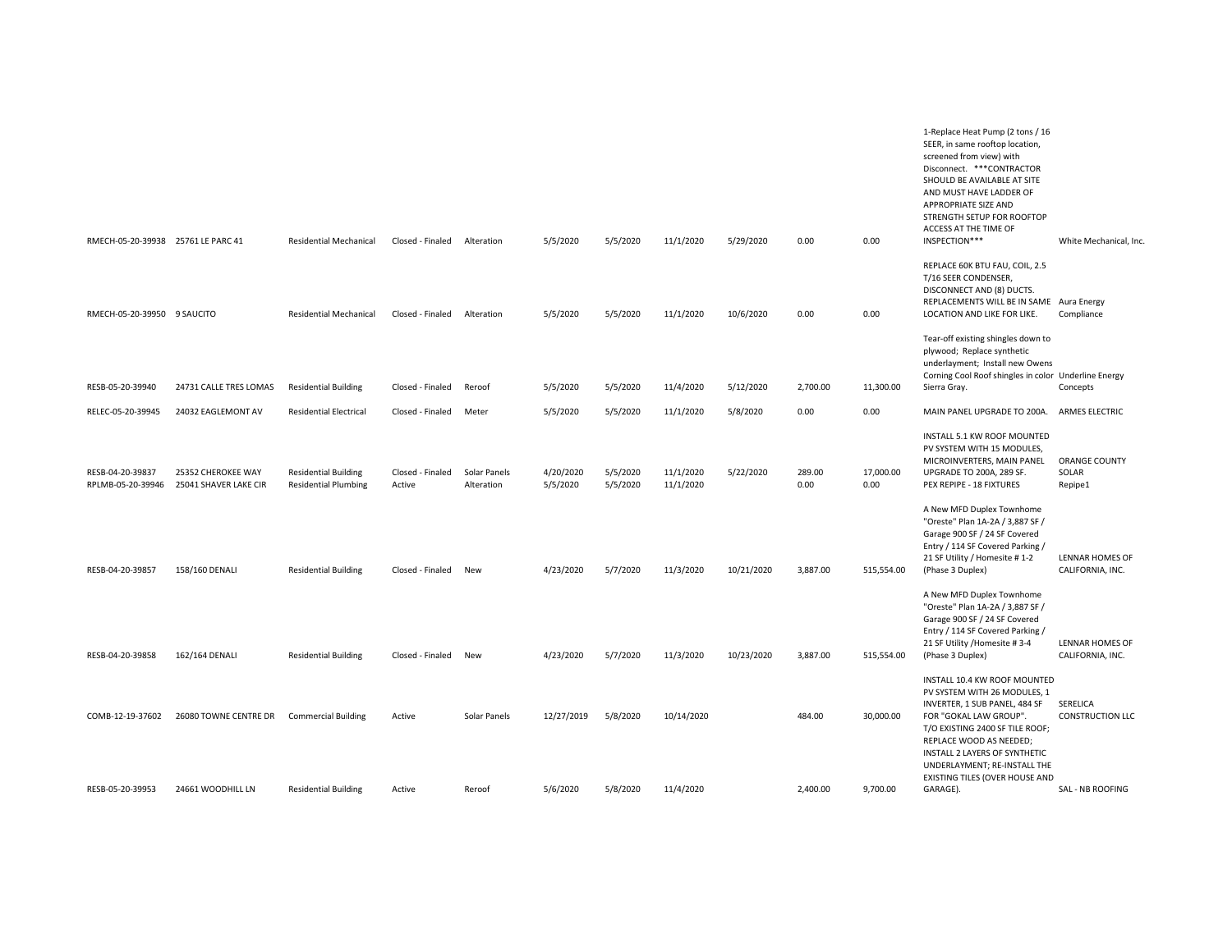| | | | | | | | | | | | | |
|---|---|---|---|---|---|---|---|---|---|---|---|---|
| RMECH-05-20-39938 | 25761 LE PARC 41 | Residential Mechanical | Closed - Finaled | Alteration | 5/5/2020 | 5/5/2020 | 11/1/2020 | 5/29/2020 | 0.00 | 0.00 | 1-Replace Heat Pump (2 tons / 16 SEER, in same rooftop location, screened from view) with Disconnect. ***CONTRACTOR SHOULD BE AVAILABLE AT SITE AND MUST HAVE LADDER OF APPROPRIATE SIZE AND STRENGTH SETUP FOR ROOFTOP ACCESS AT THE TIME OF INSPECTION*** | White Mechanical, Inc. |
| RMECH-05-20-39950 | 9 SAUCITO | Residential Mechanical | Closed - Finaled | Alteration | 5/5/2020 | 5/5/2020 | 11/1/2020 | 10/6/2020 | 0.00 | 0.00 | REPLACE 60K BTU FAU, COIL, 2.5 T/16 SEER CONDENSER, DISCONNECT AND (8) DUCTS. REPLACEMENTS WILL BE IN SAME LOCATION AND LIKE FOR LIKE. | Aura Energy Compliance |
| RESB-05-20-39940 | 24731 CALLE TRES LOMAS | Residential Building | Closed - Finaled | Reroof | 5/5/2020 | 5/5/2020 | 11/4/2020 | 5/12/2020 | 2,700.00 | 11,300.00 | Tear-off existing shingles down to plywood; Replace synthetic underlayment; Install new Owens Corning Cool Roof shingles in color Sierra Gray. | Underline Energy Concepts |
| RELEC-05-20-39945 | 24032 EAGLEMONT AV | Residential Electrical | Closed - Finaled | Meter | 5/5/2020 | 5/5/2020 | 11/1/2020 | 5/8/2020 | 0.00 | 0.00 | MAIN PANEL UPGRADE TO 200A. | ARMES ELECTRIC |
| RESB-04-20-39837 | 25352 CHEROKEE WAY | Residential Building | Closed - Finaled | Solar Panels | 4/20/2020 | 5/5/2020 | 11/1/2020 | 5/22/2020 | 289.00 | 17,000.00 | INSTALL 5.1 KW ROOF MOUNTED PV SYSTEM WITH 15 MODULES, MICROINVERTERS, MAIN PANEL UPGRADE TO 200A, 289 SF. | ORANGE COUNTY SOLAR |
| RPLMB-05-20-39946 | 25041 SHAVER LAKE CIR | Residential Plumbing | Active | Alteration | 5/5/2020 | 5/5/2020 | 11/1/2020 | | 0.00 | 0.00 | PEX REPIPE - 18 FIXTURES | Repipe1 |
| RESB-04-20-39857 | 158/160 DENALI | Residential Building | Closed - Finaled | New | 4/23/2020 | 5/7/2020 | 11/3/2020 | 10/21/2020 | 3,887.00 | 515,554.00 | A New MFD Duplex Townhome "Oreste" Plan 1A-2A / 3,887 SF / Garage 900 SF / 24 SF Covered Entry / 114 SF Covered Parking / 21 SF Utility / Homesite # 1-2 (Phase 3 Duplex) | LENNAR HOMES OF CALIFORNIA, INC. |
| RESB-04-20-39858 | 162/164 DENALI | Residential Building | Closed - Finaled | New | 4/23/2020 | 5/7/2020 | 11/3/2020 | 10/23/2020 | 3,887.00 | 515,554.00 | A New MFD Duplex Townhome "Oreste" Plan 1A-2A / 3,887 SF / Garage 900 SF / 24 SF Covered Entry / 114 SF Covered Parking / 21 SF Utility /Homesite # 3-4 (Phase 3 Duplex) | LENNAR HOMES OF CALIFORNIA, INC. |
| COMB-12-19-37602 | 26080 TOWNE CENTRE DR | Commercial Building | Active | Solar Panels | 12/27/2019 | 5/8/2020 | 10/14/2020 | | 484.00 | 30,000.00 | INSTALL 10.4 KW ROOF MOUNTED PV SYSTEM WITH 26 MODULES, 1 INVERTER, 1 SUB PANEL, 484 SF FOR "GOKAL LAW GROUP". | SERELICA CONSTRUCTION LLC |
| RESB-05-20-39953 | 24661 WOODHILL LN | Residential Building | Active | Reroof | 5/6/2020 | 5/8/2020 | 11/4/2020 | | 2,400.00 | 9,700.00 | T/O EXISTING 2400 SF TILE ROOF; REPLACE WOOD AS NEEDED; INSTALL 2 LAYERS OF SYNTHETIC UNDERLAYMENT; RE-INSTALL THE EXISTING TILES (OVER HOUSE AND GARAGE). | SAL - NB ROOFING |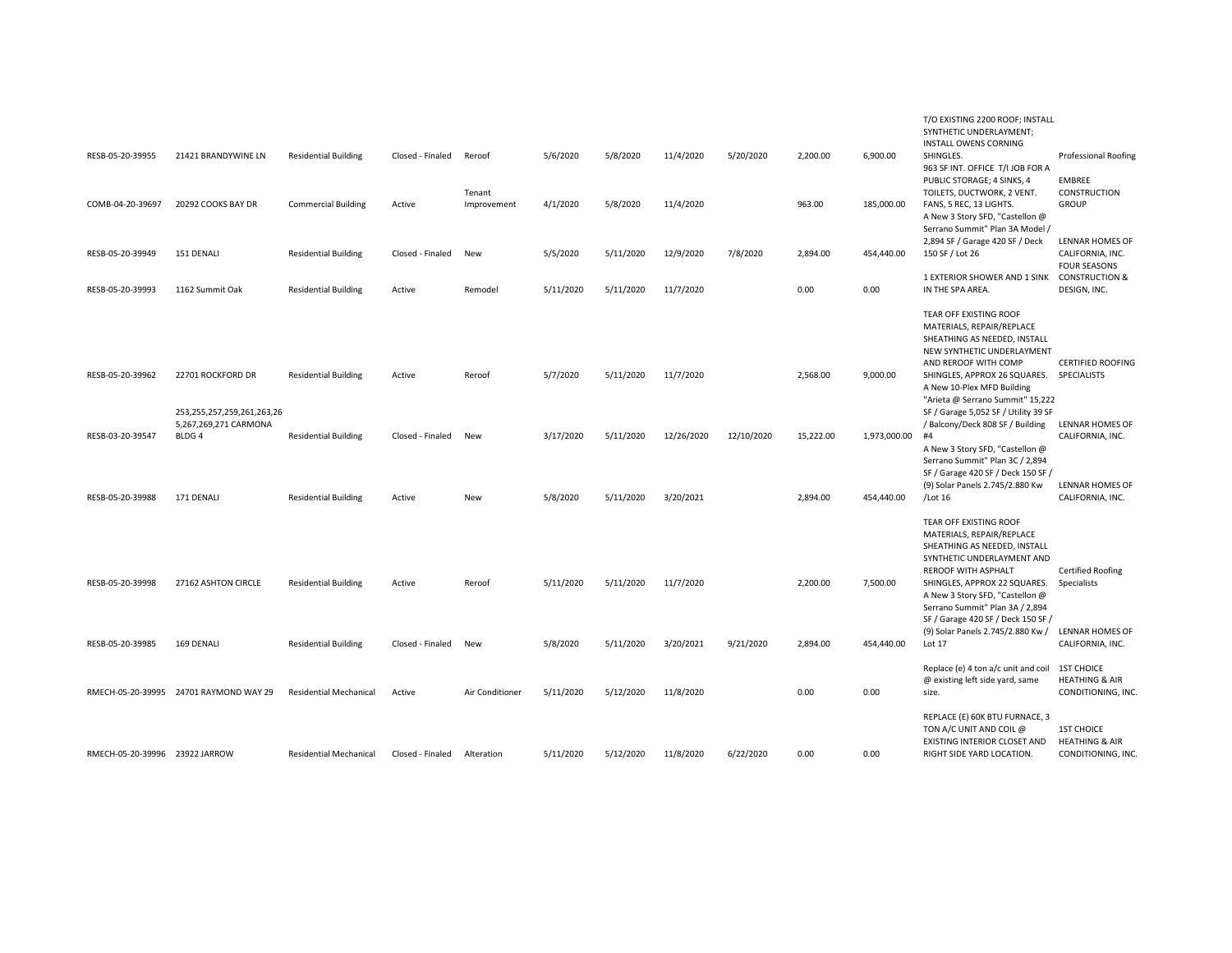| | | | | | | | | | | | | |
|---|---|---|---|---|---|---|---|---|---|---|---|---|
| RESB-05-20-39955 | 21421 BRANDYWINE LN | Residential Building | Closed - Finaled | Reroof | 5/6/2020 | 5/8/2020 | 11/4/2020 | 5/20/2020 | 2,200.00 | 6,900.00 | T/O EXISTING 2200 ROOF; INSTALL SYNTHETIC UNDERLAYMENT; INSTALL OWENS CORNING SHINGLES. | Professional Roofing |
| COMB-04-20-39697 | 20292 COOKS BAY DR | Commercial Building | Active | Tenant Improvement | 4/1/2020 | 5/8/2020 | 11/4/2020 | | 963.00 | 185,000.00 | 963 SF INT. OFFICE T/I JOB FOR A PUBLIC STORAGE; 4 SINKS, 4 TOILETS, DUCTWORK, 2 VENT. FANS, 5 REC, 13 LIGHTS. | EMBREE CONSTRUCTION GROUP |
| RESB-05-20-39949 | 151 DENALI | Residential Building | Closed - Finaled | New | 5/5/2020 | 5/11/2020 | 12/9/2020 | 7/8/2020 | 2,894.00 | 454,440.00 | A New 3 Story SFD, "Castellon @ Serrano Summit" Plan 3A Model / 2,894 SF / Garage 420 SF / Deck 150 SF / Lot 26 | LENNAR HOMES OF CALIFORNIA, INC. |
| RESB-05-20-39993 | 1162 Summit Oak | Residential Building | Active | Remodel | 5/11/2020 | 5/11/2020 | 11/7/2020 | | 0.00 | 0.00 | 1 EXTERIOR SHOWER AND 1 SINK IN THE SPA AREA. | FOUR SEASONS CONSTRUCTION & DESIGN, INC. |
| RESB-05-20-39962 | 22701 ROCKFORD DR | Residential Building | Active | Reroof | 5/7/2020 | 5/11/2020 | 11/7/2020 | | 2,568.00 | 9,000.00 | TEAR OFF EXISTING ROOF MATERIALS, REPAIR/REPLACE SHEATHING AS NEEDED, INSTALL NEW SYNTHETIC UNDERLAYMENT AND REROOF WITH COMP SHINGLES, APPROX 26 SQUARES. | CERTIFIED ROOFING SPECIALISTS |
| RESB-03-20-39547 | 253,255,257,259,261,263,265,267,269,271 CARMONA BLDG 4 | Residential Building | Closed - Finaled | New | 3/17/2020 | 5/11/2020 | 12/26/2020 | 12/10/2020 | 15,222.00 | 1,973,000.00 | A New 10-Plex MFD Building "Arieta @ Serrano Summit" 15,222 SF / Garage 5,052 SF / Utility 39 SF / Balcony/Deck 808 SF / Building #4 | LENNAR HOMES OF CALIFORNIA, INC. |
| RESB-05-20-39988 | 171 DENALI | Residential Building | Active | New | 5/8/2020 | 5/11/2020 | 3/20/2021 | | 2,894.00 | 454,440.00 | A New 3 Story SFD, "Castellon @ Serrano Summit" Plan 3C / 2,894 SF / Garage 420 SF / Deck 150 SF / (9) Solar Panels 2.745/2.880 Kw /Lot 16 | LENNAR HOMES OF CALIFORNIA, INC. |
| RESB-05-20-39998 | 27162 ASHTON CIRCLE | Residential Building | Active | Reroof | 5/11/2020 | 5/11/2020 | 11/7/2020 | | 2,200.00 | 7,500.00 | TEAR OFF EXISTING ROOF MATERIALS, REPAIR/REPLACE SHEATHING AS NEEDED, INSTALL SYNTHETIC UNDERLAYMENT AND REROOF WITH ASPHALT SHINGLES, APPROX 22 SQUARES. | Certified Roofing Specialists |
| RESB-05-20-39985 | 169 DENALI | Residential Building | Closed - Finaled | New | 5/8/2020 | 5/11/2020 | 3/20/2021 | 9/21/2020 | 2,894.00 | 454,440.00 | A New 3 Story SFD, "Castellon @ Serrano Summit" Plan 3A / 2,894 SF / Garage 420 SF / Deck 150 SF / (9) Solar Panels 2.745/2.880 Kw / Lot 17 | LENNAR HOMES OF CALIFORNIA, INC. |
| RMECH-05-20-39995 | 24701 RAYMOND WAY 29 | Residential Mechanical | Active | Air Conditioner | 5/11/2020 | 5/12/2020 | 11/8/2020 | | 0.00 | 0.00 | Replace (e) 4 ton a/c unit and coil @ existing left side yard, same size. | 1ST CHOICE HEATHING & AIR CONDITIONING, INC. |
| RMECH-05-20-39996 | 23922 JARROW | Residential Mechanical | Closed - Finaled | Alteration | 5/11/2020 | 5/12/2020 | 11/8/2020 | 6/22/2020 | 0.00 | 0.00 | REPLACE (E) 60K BTU FURNACE, 3 TON A/C UNIT AND COIL @ EXISTING INTERIOR CLOSET AND RIGHT SIDE YARD LOCATION. | 1ST CHOICE HEATHING & AIR CONDITIONING, INC. |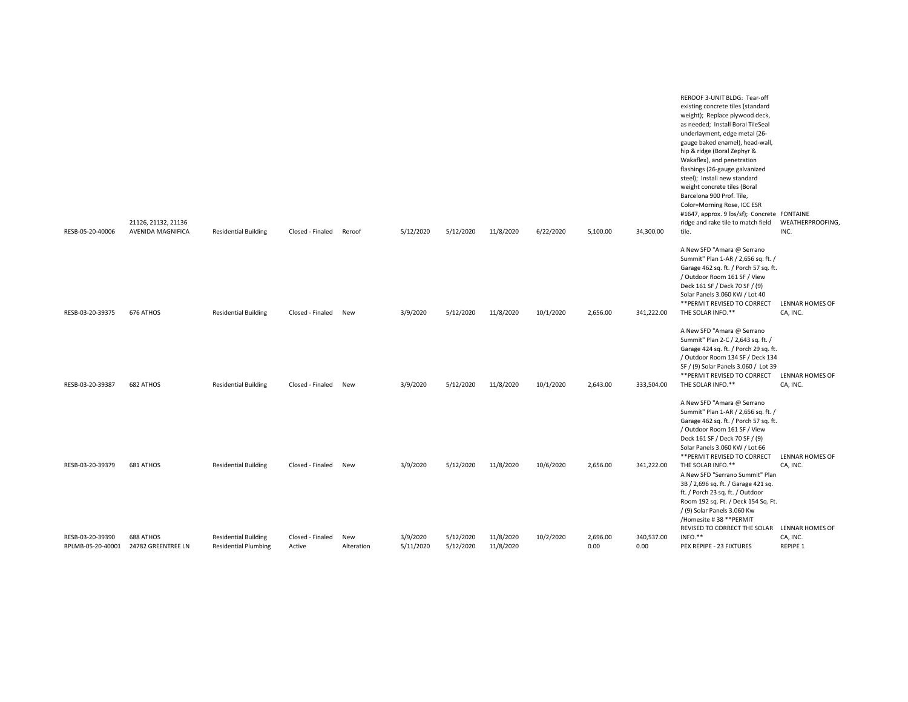| | | | | | | | | | | | | |
|---|---|---|---|---|---|---|---|---|---|---|---|---|
| RESB-05-20-40006 | 21126, 21132, 21136 AVENIDA MAGNIFICA | Residential Building | Closed - Finaled | Reroof | 5/12/2020 | 5/12/2020 | 11/8/2020 | 6/22/2020 | 5,100.00 | 34,300.00 | REROOF 3-UNIT BLDG: Tear-off existing concrete tiles (standard weight); Replace plywood deck, as needed; Install Boral TileSeal underlayment, edge metal (26-gauge baked enamel), head-wall, hip & ridge (Boral Zephyr & Wakaflex), and penetration flashings (26-gauge galvanized steel); Install new standard weight concrete tiles (Boral Barcelona 900 Prof. Tile, Color=Morning Rose, ICC ESR #1647, approx. 9 lbs/sf); Concrete ridge and rake tile to match field tile. | FONTAINE WEATHERPROOFING, INC. |
| RESB-03-20-39375 | 676 ATHOS | Residential Building | Closed - Finaled | New | 3/9/2020 | 5/12/2020 | 11/8/2020 | 10/1/2020 | 2,656.00 | 341,222.00 | A New SFD "Amara @ Serrano Summit" Plan 1-AR / 2,656 sq. ft. / Garage 462 sq. ft. / Porch 57 sq. ft. / Outdoor Room 161 SF / View Deck 161 SF / Deck 70 SF / (9) Solar Panels 3.060 KW / Lot 40 **PERMIT REVISED TO CORRECT THE SOLAR INFO.** | LENNAR HOMES OF CA, INC. |
| RESB-03-20-39387 | 682 ATHOS | Residential Building | Closed - Finaled | New | 3/9/2020 | 5/12/2020 | 11/8/2020 | 10/1/2020 | 2,643.00 | 333,504.00 | A New SFD "Amara @ Serrano Summit" Plan 2-C / 2,643 sq. ft. / Garage 424 sq. ft. / Porch 29 sq. ft. / Outdoor Room 134 SF / Deck 134 SF / (9) Solar Panels 3.060 / Lot 39 **PERMIT REVISED TO CORRECT THE SOLAR INFO.** | LENNAR HOMES OF CA, INC. |
| RESB-03-20-39379 | 681 ATHOS | Residential Building | Closed - Finaled | New | 3/9/2020 | 5/12/2020 | 11/8/2020 | 10/6/2020 | 2,656.00 | 341,222.00 | A New SFD "Amara @ Serrano Summit" Plan 1-AR / 2,656 sq. ft. / Garage 462 sq. ft. / Porch 57 sq. ft. / Outdoor Room 161 SF / View Deck 161 SF / Deck 70 SF / (9) Solar Panels 3.060 KW / Lot 66 **PERMIT REVISED TO CORRECT THE SOLAR INFO.** | LENNAR HOMES OF CA, INC. |
| RESB-03-20-39390 | 688 ATHOS | Residential Building | Closed - Finaled | New | 3/9/2020 | 5/12/2020 | 11/8/2020 | 10/2/2020 | 2,696.00 | 340,537.00 | A New SFD "Serrano Summit" Plan 3B / 2,696 sq. ft. / Garage 421 sq. ft. / Porch 23 sq. ft. / Outdoor Room 192 sq. Ft. / Deck 154 Sq. Ft. / (9) Solar Panels 3.060 Kw /Homesite # 38 **PERMIT REVISED TO CORRECT THE SOLAR INFO.** | LENNAR HOMES OF CA, INC. |
| RPLMB-05-20-40001 | 24782 GREENTREE LN | Residential Plumbing | Active | Alteration | 5/11/2020 | 5/12/2020 | 11/8/2020 | | 0.00 | 0.00 | PEX REPIPE - 23 FIXTURES | REPIPE 1 |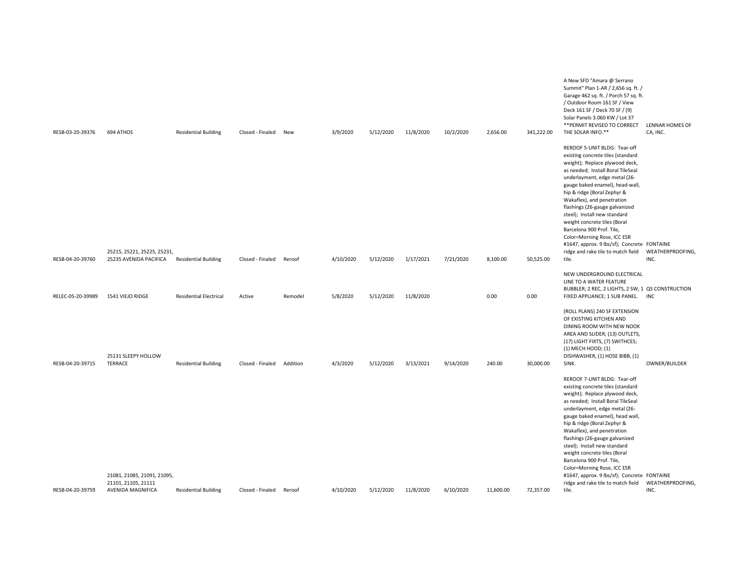| | | | | | | | | | | | | |
|---|---|---|---|---|---|---|---|---|---|---|---|---|
| RESB-03-20-39376 | 694 ATHOS | Residential Building | Closed - Finaled | New | 3/9/2020 | 5/12/2020 | 11/8/2020 | 10/2/2020 | 2,656.00 | 341,222.00 | A New SFD "Amara @ Serrano Summit" Plan 1-AR / 2,656 sq. ft. / Garage 462 sq. ft. / Porch 57 sq. ft. / Outdoor Room 161 SF / View Deck 161 SF / Deck 70 SF / (9) Solar Panels 3.060 KW / Lot 37 **PERMIT REVISED TO CORRECT THE SOLAR INFO.** | LENNAR HOMES OF CA, INC. |
| RESB-04-20-39760 | 25215, 25221, 25225, 25231, 25235 AVENIDA PACIFICA | Residential Building | Closed - Finaled | Reroof | 4/10/2020 | 5/12/2020 | 1/17/2021 | 7/21/2020 | 8,100.00 | 50,525.00 | REROOF 5-UNIT BLDG: Tear-off existing concrete tiles (standard weight); Replace plywood deck, as needed; Install Boral TileSeal underlayment, edge metal (26-gauge baked enamel), head-wall, hip & ridge (Boral Zephyr & Wakaflex), and penetration flashings (26-gauge galvanized steel); Install new standard weight concrete tiles (Boral Barcelona 900 Prof. Tile, Color=Morning Rose, ICC ESR #1647, approx. 9 lbs/sf); Concrete ridge and rake tile to match field tile. | FONTAINE WEATHERPROOFING, INC. |
| RELEC-05-20-39989 | 1541 VIEJO RIDGE | Residential Electrical | Active | Remodel | 5/8/2020 | 5/12/2020 | 11/8/2020 | | 0.00 | 0.00 | NEW UNDERGROUND ELECTRICAL LINE TO A WATER FEATURE BUBBLER; 2 REC, 2 LIGHTS, 2 SW, 1 FIXED APPLIANCE; 1 SUB PANEL. | QS CONSTRUCTION INC |
| RESB-04-20-39715 | 25131 SLEEPY HOLLOW TERRACE | Residential Building | Closed - Finaled | Addition | 4/3/2020 | 5/12/2020 | 3/13/2021 | 9/14/2020 | 240.00 | 30,000.00 | (ROLL PLANS) 240 SF EXTENSION OF EXISTING KITCHEN AND DINING ROOM WITH NEW NOOK AREA AND SLIDER; (13) OUTLETS, (17) LIGHT FIXTS, (7) SWITHCES; (1) MECH HOOD; (1) DISHWASHER, (1) HOSE BIBB, (1) SINK. | OWNER/BUILDER |
| RESB-04-20-39759 | 21081, 21085, 21091, 21095, 21101, 21105, 21111 AVENIDA MAGNIFICA | Residential Building | Closed - Finaled | Reroof | 4/10/2020 | 5/12/2020 | 11/8/2020 | 6/10/2020 | 11,600.00 | 72,357.00 | REROOF 7-UNIT BLDG: Tear-off existing concrete tiles (standard weight); Replace plywood deck, as needed; Install Boral TileSeal underlayment, edge metal (26-gauge baked enamel), head wall, hip & ridge (Boral Zephyr & Wakaflex), and penetration flashings (26-gauge galvanized steel); Install new standard weight concrete tiles (Boral Barcelona 900 Prof. Tile, Color=Morning Rose, ICC ESR #1647, approx. 9 lbs/sf); Concrete ridge and rake tile to match field tile. | FONTAINE WEATHERPROOFING, INC. |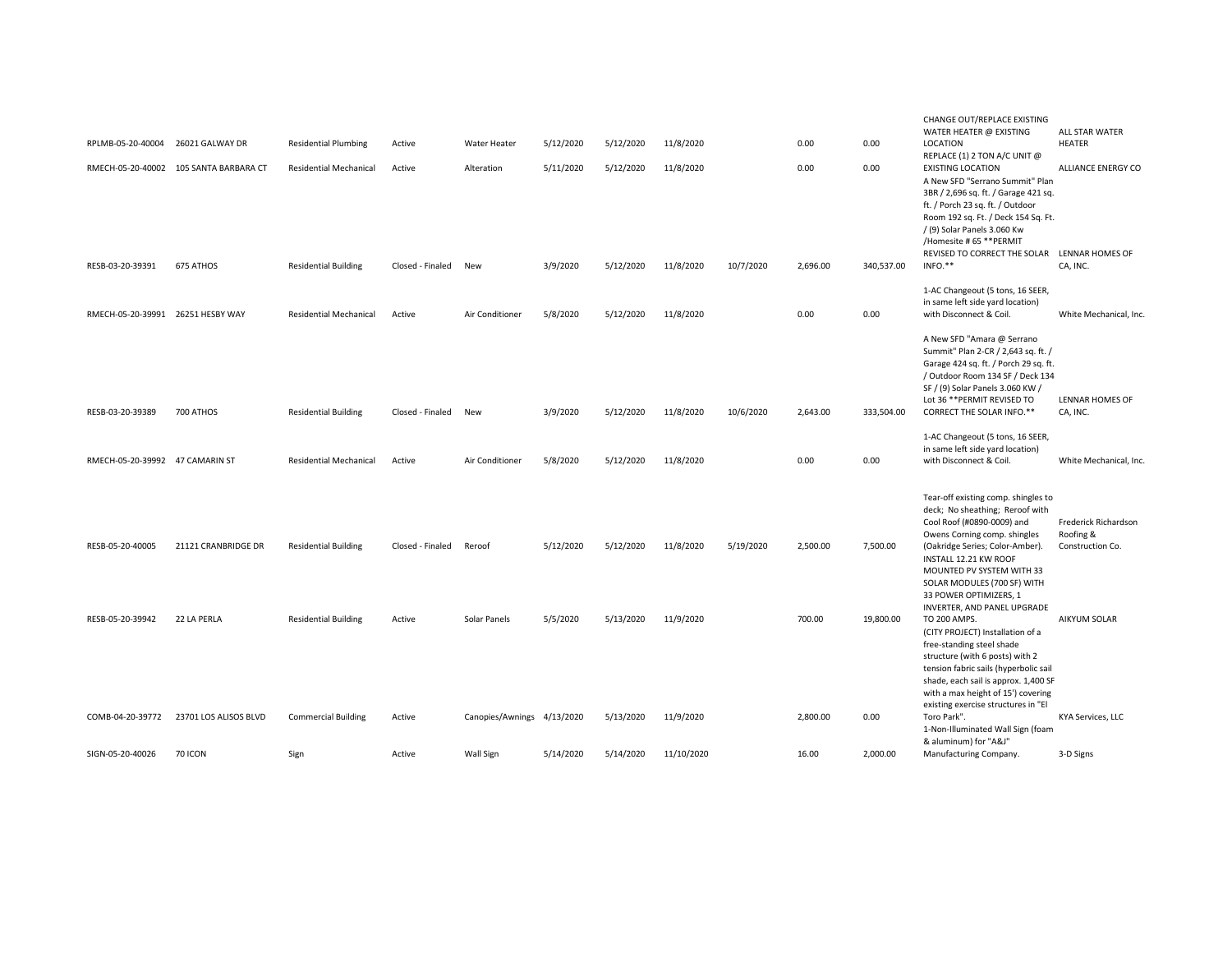| | | | | | | | | | | | | |
|---|---|---|---|---|---|---|---|---|---|---|---|---|
| RPLMB-05-20-40004 | 26021 GALWAY DR | Residential Plumbing | Active | Water Heater | 5/12/2020 | 5/12/2020 | 11/8/2020 | | 0.00 | 0.00 | CHANGE OUT/REPLACE EXISTING WATER HEATER @ EXISTING LOCATION | ALL STAR WATER HEATER |
| RMECH-05-20-40002 | 105 SANTA BARBARA CT | Residential Mechanical | Active | Alteration | 5/11/2020 | 5/12/2020 | 11/8/2020 | | 0.00 | 0.00 | REPLACE (1) 2 TON A/C UNIT @ EXISTING LOCATION | ALLIANCE ENERGY CO |
| RESB-03-20-39391 | 675 ATHOS | Residential Building | Closed - Finaled | New | 3/9/2020 | 5/12/2020 | 11/8/2020 | 10/7/2020 | 2,696.00 | 340,537.00 | A New SFD "Serrano Summit" Plan 3BR / 2,696 sq. ft. / Garage 421 sq. ft. / Porch 23 sq. ft. / Outdoor Room 192 sq. Ft. / Deck 154 Sq. Ft. / (9) Solar Panels 3.060 Kw /Homesite # 65 **PERMIT REVISED TO CORRECT THE SOLAR INFO.** | LENNAR HOMES OF CA, INC. |
| RMECH-05-20-39991 | 26251 HESBY WAY | Residential Mechanical | Active | Air Conditioner | 5/8/2020 | 5/12/2020 | 11/8/2020 | | 0.00 | 0.00 | 1-AC Changeout (5 tons, 16 SEER, in same left side yard location) with Disconnect & Coil. | White Mechanical, Inc. |
| RESB-03-20-39389 | 700 ATHOS | Residential Building | Closed - Finaled | New | 3/9/2020 | 5/12/2020 | 11/8/2020 | 10/6/2020 | 2,643.00 | 333,504.00 | A New SFD "Amara @ Serrano Summit" Plan 2-CR / 2,643 sq. ft. / Garage 424 sq. ft. / Porch 29 sq. ft. / Outdoor Room 134 SF / Deck 134 SF / (9) Solar Panels 3.060 KW / Lot 36 **PERMIT REVISED TO CORRECT THE SOLAR INFO.** | LENNAR HOMES OF CA, INC. |
| RMECH-05-20-39992 | 47 CAMARIN ST | Residential Mechanical | Active | Air Conditioner | 5/8/2020 | 5/12/2020 | 11/8/2020 | | 0.00 | 0.00 | 1-AC Changeout (5 tons, 16 SEER, in same left side yard location) with Disconnect & Coil. | White Mechanical, Inc. |
| RESB-05-20-40005 | 21121 CRANBRIDGE DR | Residential Building | Closed - Finaled | Reroof | 5/12/2020 | 5/12/2020 | 11/8/2020 | 5/19/2020 | 2,500.00 | 7,500.00 | Tear-off existing comp. shingles to deck; No sheathing; Reroof with Cool Roof (#0890-0009) and Owens Corning comp. shingles (Oakridge Series; Color-Amber). | Frederick Richardson Roofing & Construction Co. |
| RESB-05-20-39942 | 22 LA PERLA | Residential Building | Active | Solar Panels | 5/5/2020 | 5/13/2020 | 11/9/2020 | | 700.00 | 19,800.00 | INSTALL 12.21 KW ROOF MOUNTED PV SYSTEM WITH 33 SOLAR MODULES (700 SF) WITH 33 POWER OPTIMIZERS, 1 INVERTER, AND PANEL UPGRADE TO 200 AMPS. | AIKYUM SOLAR |
| COMB-04-20-39772 | 23701 LOS ALISOS BLVD | Commercial Building | Active | Canopies/Awnings | 4/13/2020 | 5/13/2020 | 11/9/2020 | | 2,800.00 | 0.00 | (CITY PROJECT) Installation of a free-standing steel shade structure (with 6 posts) with 2 tension fabric sails (hyperbolic sail shade, each sail is approx. 1,400 SF with a max height of 15') covering existing exercise structures in "El Toro Park". | KYA Services, LLC |
| SIGN-05-20-40026 | 70 ICON | Sign | Active | Wall Sign | 5/14/2020 | 5/14/2020 | 11/10/2020 | | 16.00 | 2,000.00 | 1-Non-Illuminated Wall Sign (foam & aluminum) for "A&J" Manufacturing Company. | 3-D Signs |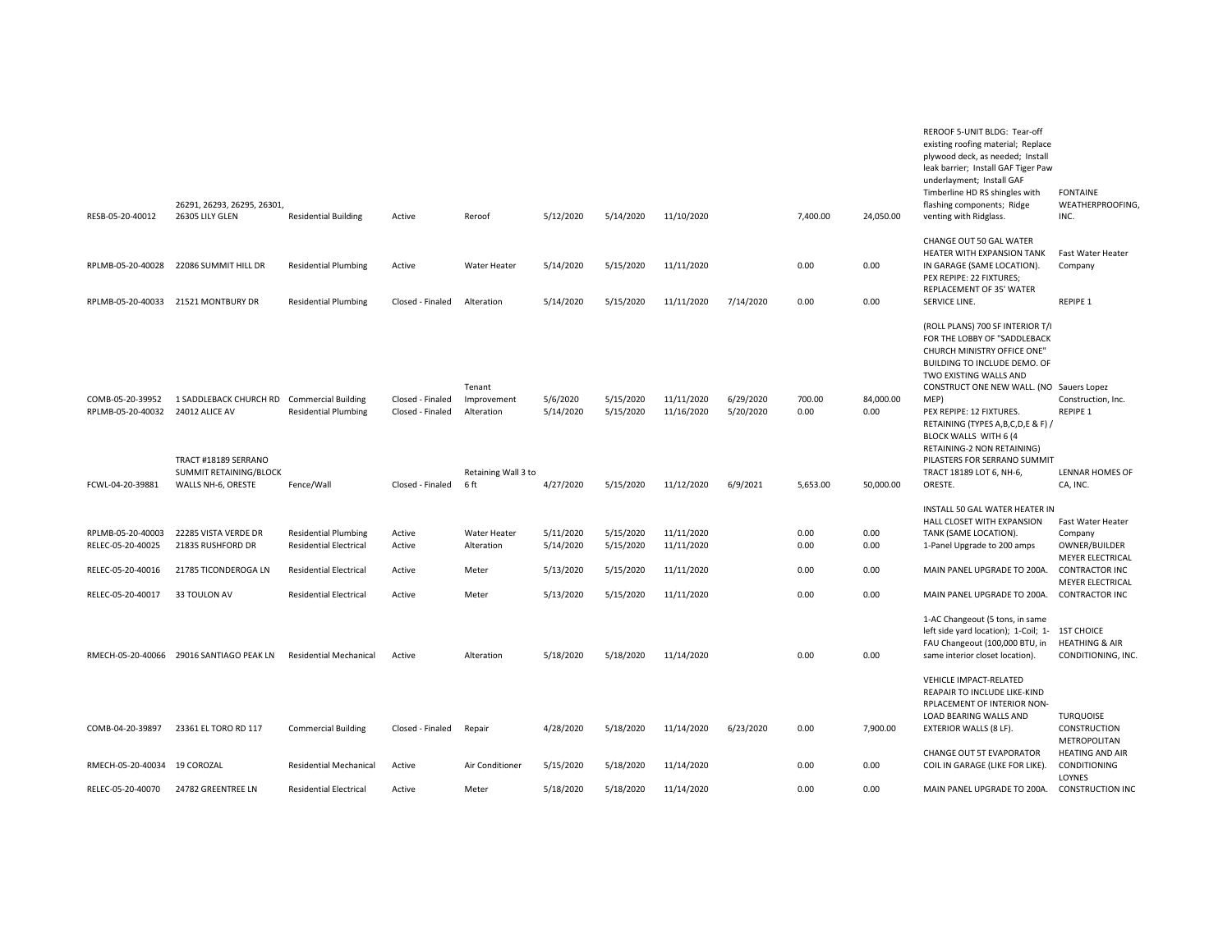| | | | | | | | | | | | | |
|---|---|---|---|---|---|---|---|---|---|---|---|---|
| RESB-05-20-40012 | 26291, 26293, 26295, 26301, 26305 LILY GLEN | Residential Building | Active | Reroof | 5/12/2020 | 5/14/2020 | 11/10/2020 | | 7,400.00 | 24,050.00 | REROOF 5-UNIT BLDG: Tear-off existing roofing material; Replace plywood deck, as needed; Install leak barrier; Install GAF Tiger Paw underlayment; Install GAF Timberline HD RS shingles with flashing components; Ridge venting with Ridglass. | FONTAINE WEATHERPROOFING, INC. |
| RPLMB-05-20-40028 | 22086 SUMMIT HILL DR | Residential Plumbing | Active | Water Heater | 5/14/2020 | 5/15/2020 | 11/11/2020 | | 0.00 | 0.00 | CHANGE OUT 50 GAL WATER HEATER WITH EXPANSION TANK IN GARAGE (SAME LOCATION). | Fast Water Heater Company |
| RPLMB-05-20-40033 | 21521 MONTBURY DR | Residential Plumbing | Closed - Finaled | Alteration | 5/14/2020 | 5/15/2020 | 11/11/2020 | 7/14/2020 | 0.00 | 0.00 | PEX REPIPE: 22 FIXTURES; REPLACEMENT OF 35' WATER SERVICE LINE. | REPIPE 1 |
| COMB-05-20-39952 | 1 SADDLEBACK CHURCH RD | Commercial Building | Closed - Finaled | Tenant Improvement | 5/6/2020 | 5/15/2020 | 11/11/2020 | 6/29/2020 | 700.00 | 84,000.00 | (ROLL PLANS) 700 SF INTERIOR T/I FOR THE LOBBY OF "SADDLEBACK CHURCH MINISTRY OFFICE ONE" BUILDING TO INCLUDE DEMO. OF TWO EXISTING WALLS AND CONSTRUCT ONE NEW WALL. (NO MEP) | Sauers Lopez Construction, Inc. |
| RPLMB-05-20-40032 | 24012 ALICE AV | Residential Plumbing | Closed - Finaled | Alteration | 5/14/2020 | 5/15/2020 | 11/16/2020 | 5/20/2020 | 0.00 | 0.00 | PEX REPIPE: 12 FIXTURES. | REPIPE 1 |
| FCWL-04-20-39881 | TRACT #18189 SERRANO SUMMIT RETAINING/BLOCK WALLS NH-6, ORESTE | Fence/Wall | Closed - Finaled | Retaining Wall 3 to 6 ft | 4/27/2020 | 5/15/2020 | 11/12/2020 | 6/9/2021 | 5,653.00 | 50,000.00 | RETAINING (TYPES A,B,C,D,E & F) / BLOCK WALLS WITH 6 (4 RETAINING-2 NON RETAINING) PILASTERS FOR SERRANO SUMMIT TRACT 18189 LOT 6, NH-6, ORESTE. | LENNAR HOMES OF CA, INC. |
| RPLMB-05-20-40003 | 22285 VISTA VERDE DR | Residential Plumbing | Active | Water Heater | 5/11/2020 | 5/15/2020 | 11/11/2020 | | 0.00 | 0.00 | INSTALL 50 GAL WATER HEATER IN HALL CLOSET WITH EXPANSION TANK (SAME LOCATION). | Fast Water Heater Company |
| RELEC-05-20-40025 | 21835 RUSHFORD DR | Residential Electrical | Active | Alteration | 5/14/2020 | 5/15/2020 | 11/11/2020 | | 0.00 | 0.00 | 1-Panel Upgrade to 200 amps | OWNER/BUILDER |
| RELEC-05-20-40016 | 21785 TICONDEROGA LN | Residential Electrical | Active | Meter | 5/13/2020 | 5/15/2020 | 11/11/2020 | | 0.00 | 0.00 | MAIN PANEL UPGRADE TO 200A. | MEYER ELECTRICAL CONTRACTOR INC |
| RELEC-05-20-40017 | 33 TOULON AV | Residential Electrical | Active | Meter | 5/13/2020 | 5/15/2020 | 11/11/2020 | | 0.00 | 0.00 | MAIN PANEL UPGRADE TO 200A. | MEYER ELECTRICAL CONTRACTOR INC |
| RMECH-05-20-40066 | 29016 SANTIAGO PEAK LN | Residential Mechanical | Active | Alteration | 5/18/2020 | 5/18/2020 | 11/14/2020 | | 0.00 | 0.00 | 1-AC Changeout (5 tons, in same left side yard location); 1-Coil; 1-FAU Changeout (100,000 BTU, in same interior closet location). | 1ST CHOICE HEATHING & AIR CONDITIONING, INC. |
| COMB-04-20-39897 | 23361 EL TORO RD 117 | Commercial Building | Closed - Finaled | Repair | 4/28/2020 | 5/18/2020 | 11/14/2020 | 6/23/2020 | 0.00 | 7,900.00 | VEHICLE IMPACT-RELATED REAPAIR TO INCLUDE LIKE-KIND RPLACEMENT OF INTERIOR NON-LOAD BEARING WALLS AND EXTERIOR WALLS (8 LF). | TURQUOISE CONSTRUCTION |
| RMECH-05-20-40034 | 19 COROZAL | Residential Mechanical | Active | Air Conditioner | 5/15/2020 | 5/18/2020 | 11/14/2020 | | 0.00 | 0.00 | CHANGE OUT 5T EVAPORATOR COIL IN GARAGE (LIKE FOR LIKE). | METROPOLITAN HEATING AND AIR CONDITIONING |
| RELEC-05-20-40070 | 24782 GREENTREE LN | Residential Electrical | Active | Meter | 5/18/2020 | 5/18/2020 | 11/14/2020 | | 0.00 | 0.00 | MAIN PANEL UPGRADE TO 200A. | LOYNES CONSTRUCTION INC |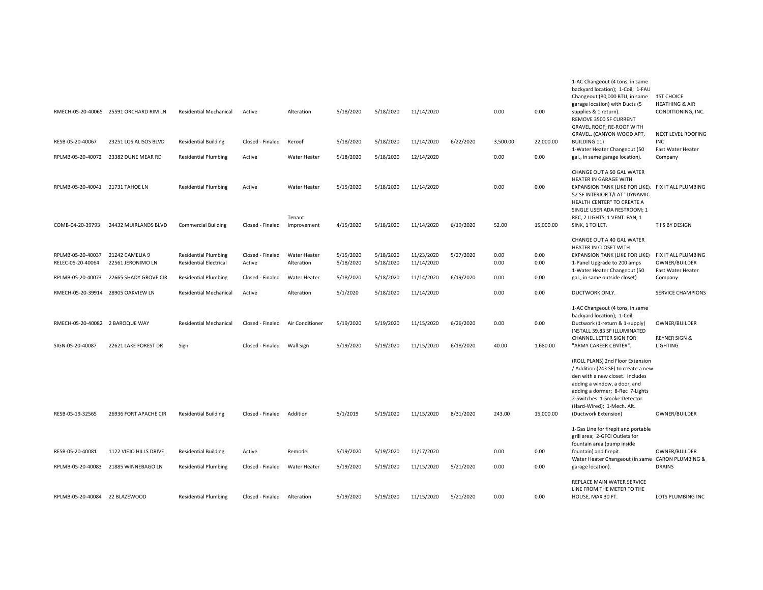| | | | | | | | | | | | | |
|---|---|---|---|---|---|---|---|---|---|---|---|---|
| RMECH-05-20-40065 | 25591 ORCHARD RIM LN | Residential Mechanical | Active | Alteration | 5/18/2020 | 5/18/2020 | 11/14/2020 | | 0.00 | 0.00 | 1-AC Changeout (4 tons, in same backyard location); 1-Coil; 1-FAU Changeout (80,000 BTU, in same garage location) with Ducts (5 supplies & 1 return). | 1ST CHOICE HEATHING & AIR CONDITIONING, INC. |
| RESB-05-20-40067 | 23251 LOS ALISOS BLVD | Residential Building | Closed - Finaled | Reroof | 5/18/2020 | 5/18/2020 | 11/14/2020 | 6/22/2020 | 3,500.00 | 22,000.00 | REMOVE 3500 SF CURRENT GRAVEL ROOF; RE-ROOF WITH GRAVEL. (CANYON WOOD APT, BUILDING 11) | NEXT LEVEL ROOFING INC |
| RPLMB-05-20-40072 | 23382 DUNE MEAR RD | Residential Plumbing | Active | Water Heater | 5/18/2020 | 5/18/2020 | 12/14/2020 | | 0.00 | 0.00 | 1-Water Heater Changeout (50 gal., in same garage location). | Fast Water Heater Company |
| RPLMB-05-20-40041 | 21731 TAHOE LN | Residential Plumbing | Active | Water Heater | 5/15/2020 | 5/18/2020 | 11/14/2020 | | 0.00 | 0.00 | CHANGE OUT A 50 GAL WATER HEATER IN GARAGE WITH EXPANSION TANK (LIKE FOR LIKE). | FIX IT ALL PLUMBING |
| COMB-04-20-39793 | 24432 MUIRLANDS BLVD | Commercial Building | Closed - Finaled | Tenant Improvement | 4/15/2020 | 5/18/2020 | 11/14/2020 | 6/19/2020 | 52.00 | 15,000.00 | 52 SF INTERIOR T/I AT "DYNAMIC HEALTH CENTER" TO CREATE A SINGLE USER ADA RESTROOM; 1 REC, 2 LIGHTS, 1 VENT. FAN, 1 SINK, 1 TOILET. | T I'S BY DESIGN |
| RPLMB-05-20-40037 | 21242 CAMELIA 9 | Residential Plumbing | Closed - Finaled | Water Heater | 5/15/2020 | 5/18/2020 | 11/23/2020 | 5/27/2020 | 0.00 | 0.00 | CHANGE OUT A 40 GAL WATER HEATER IN CLOSET WITH EXPANSION TANK (LIKE FOR LIKE) | FIX IT ALL PLUMBING |
| RELEC-05-20-40064 | 22561 JERONIMO LN | Residential Electrical | Active | Alteration | 5/18/2020 | 5/18/2020 | 11/14/2020 | | 0.00 | 0.00 | 1-Panel Upgrade to 200 amps | OWNER/BUILDER |
| RPLMB-05-20-40073 | 22665 SHADY GROVE CIR | Residential Plumbing | Closed - Finaled | Water Heater | 5/18/2020 | 5/18/2020 | 11/14/2020 | 6/19/2020 | 0.00 | 0.00 | 1-Water Heater Changeout (50 gal., in same outside closet) | Fast Water Heater Company |
| RMECH-05-20-39914 | 28905 OAKVIEW LN | Residential Mechanical | Active | Alteration | 5/1/2020 | 5/18/2020 | 11/14/2020 | | 0.00 | 0.00 | DUCTWORK ONLY. | SERVICE CHAMPIONS |
| RMECH-05-20-40082 | 2 BAROQUE WAY | Residential Mechanical | Closed - Finaled | Air Conditioner | 5/19/2020 | 5/19/2020 | 11/15/2020 | 6/26/2020 | 0.00 | 0.00 | 1-AC Changeout (4 tons, in same backyard location); 1-Coil; Ductwork (1-return & 1-supply) | OWNER/BUILDER |
| SIGN-05-20-40087 | 22621 LAKE FOREST DR | Sign | Closed - Finaled | Wall Sign | 5/19/2020 | 5/19/2020 | 11/15/2020 | 6/18/2020 | 40.00 | 1,680.00 | INSTALL 39.83 SF ILLUMINATED CHANNEL LETTER SIGN FOR "ARMY CAREER CENTER". | REYNER SIGN & LIGHTING |
| RESB-05-19-32565 | 26936 FORT APACHE CIR | Residential Building | Closed - Finaled | Addition | 5/1/2019 | 5/19/2020 | 11/15/2020 | 8/31/2020 | 243.00 | 15,000.00 | (ROLL PLANS) 2nd Floor Extension / Addition (243 SF) to create a new den with a new closet. Includes adding a window, a door, and adding a dormer; 8-Rec 7-Lights 2-Switches 1-Smoke Detector (Hard-Wired); 1-Mech. Alt. (Ductwork Extension) | OWNER/BUILDER |
| RESB-05-20-40081 | 1122 VIEJO HILLS DRIVE | Residential Building | Active | Remodel | 5/19/2020 | 5/19/2020 | 11/17/2020 | | 0.00 | 0.00 | 1-Gas Line for firepit and portable grill area; 2-GFCI Outlets for fountain area (pump inside fountain) and firepit. | OWNER/BUILDER |
| RPLMB-05-20-40083 | 21885 WINNEBAGO LN | Residential Plumbing | Closed - Finaled | Water Heater | 5/19/2020 | 5/19/2020 | 11/15/2020 | 5/21/2020 | 0.00 | 0.00 | Water Heater Changeout (in same garage location). | CARON PLUMBING & DRAINS |
| RPLMB-05-20-40084 | 22 BLAZEWOOD | Residential Plumbing | Closed - Finaled | Alteration | 5/19/2020 | 5/19/2020 | 11/15/2020 | 5/21/2020 | 0.00 | 0.00 | REPLACE MAIN WATER SERVICE LINE FROM THE METER TO THE HOUSE, MAX 30 FT. | LOTS PLUMBING INC |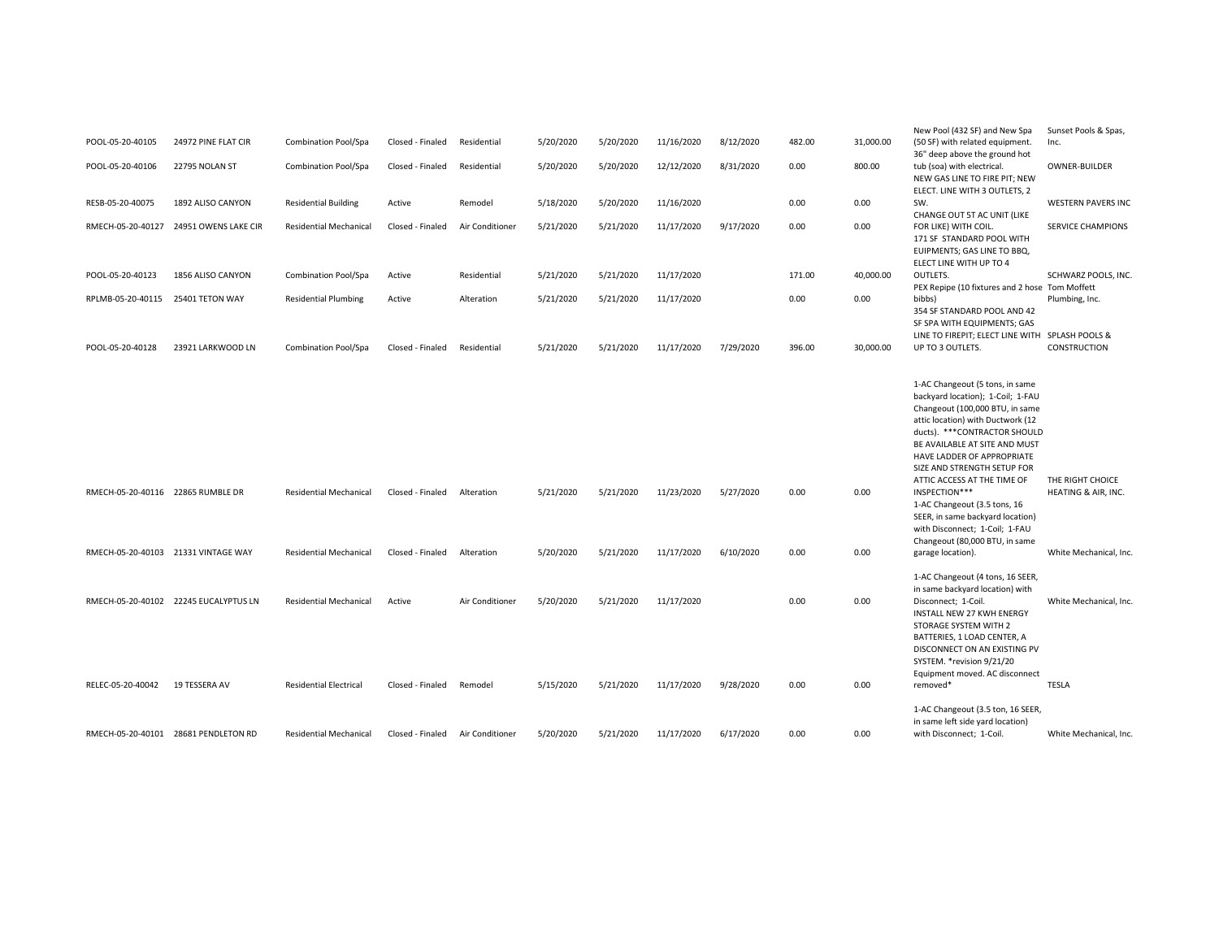| | | | | | | | | | | | | |
|---|---|---|---|---|---|---|---|---|---|---|---|---|
| POOL-05-20-40105 | 24972 PINE FLAT CIR | Combination Pool/Spa | Closed - Finaled | Residential | 5/20/2020 | 5/20/2020 | 11/16/2020 | 8/12/2020 | 482.00 | 31,000.00 | New Pool (432 SF) and New Spa (50 SF) with related equipment. | Sunset Pools & Spas, Inc. |
| POOL-05-20-40106 | 22795 NOLAN ST | Combination Pool/Spa | Closed - Finaled | Residential | 5/20/2020 | 5/20/2020 | 12/12/2020 | 8/31/2020 | 0.00 | 800.00 | 36" deep above the ground hot tub (soa) with electrical. | OWNER-BUILDER |
| RESB-05-20-40075 | 1892 ALISO CANYON | Residential Building | Active | Remodel | 5/18/2020 | 5/20/2020 | 11/16/2020 | | 0.00 | 0.00 | NEW GAS LINE TO FIRE PIT; NEW ELECT. LINE WITH 3 OUTLETS, 2 SW. | WESTERN PAVERS INC |
| RMECH-05-20-40127 | 24951 OWENS LAKE CIR | Residential Mechanical | Closed - Finaled | Air Conditioner | 5/21/2020 | 5/21/2020 | 11/17/2020 | 9/17/2020 | 0.00 | 0.00 | CHANGE OUT 5T AC UNIT (LIKE FOR LIKE) WITH COIL. | SERVICE CHAMPIONS |
| POOL-05-20-40123 | 1856 ALISO CANYON | Combination Pool/Spa | Active | Residential | 5/21/2020 | 5/21/2020 | 11/17/2020 | | 171.00 | 40,000.00 | 171 SF STANDARD POOL WITH EUIPMENTS; GAS LINE TO BBQ, ELECT LINE WITH UP TO 4 OUTLETS. | SCHWARZ POOLS, INC. |
| RPLMB-05-20-40115 | 25401 TETON WAY | Residential Plumbing | Active | Alteration | 5/21/2020 | 5/21/2020 | 11/17/2020 | | 0.00 | 0.00 | PEX Repipe (10 fixtures and 2 hose bibbs) | Tom Moffett Plumbing, Inc. |
| POOL-05-20-40128 | 23921 LARKWOOD LN | Combination Pool/Spa | Closed - Finaled | Residential | 5/21/2020 | 5/21/2020 | 11/17/2020 | 7/29/2020 | 396.00 | 30,000.00 | 354 SF STANDARD POOL AND 42 SF SPA WITH EQUIPMENTS; GAS LINE TO FIREPIT; ELECT LINE WITH UP TO 3 OUTLETS. | SPLASH POOLS & CONSTRUCTION |
| RMECH-05-20-40116 | 22865 RUMBLE DR | Residential Mechanical | Closed - Finaled | Alteration | 5/21/2020 | 5/21/2020 | 11/23/2020 | 5/27/2020 | 0.00 | 0.00 | 1-AC Changeout (5 tons, in same backyard location); 1-Coil; 1-FAU Changeout (100,000 BTU, in same attic location) with Ductwork (12 ducts). ***CONTRACTOR SHOULD BE AVAILABLE AT SITE AND MUST HAVE LADDER OF APPROPRIATE SIZE AND STRENGTH SETUP FOR ATTIC ACCESS AT THE TIME OF INSPECTION*** | THE RIGHT CHOICE HEATING & AIR, INC. |
| RMECH-05-20-40103 | 21331 VINTAGE WAY | Residential Mechanical | Closed - Finaled | Alteration | 5/20/2020 | 5/21/2020 | 11/17/2020 | 6/10/2020 | 0.00 | 0.00 | 1-AC Changeout (3.5 tons, 16 SEER, in same backyard location) with Disconnect; 1-Coil; 1-FAU Changeout (80,000 BTU, in same garage location). | White Mechanical, Inc. |
| RMECH-05-20-40102 | 22245 EUCALYPTUS LN | Residential Mechanical | Active | Air Conditioner | 5/20/2020 | 5/21/2020 | 11/17/2020 | | 0.00 | 0.00 | 1-AC Changeout (4 tons, 16 SEER, in same backyard location) with Disconnect; 1-Coil. | White Mechanical, Inc. |
| RELEC-05-20-40042 | 19 TESSERA AV | Residential Electrical | Closed - Finaled | Remodel | 5/15/2020 | 5/21/2020 | 11/17/2020 | 9/28/2020 | 0.00 | 0.00 | INSTALL NEW 27 KWH ENERGY STORAGE SYSTEM WITH 2 BATTERIES, 1 LOAD CENTER, A DISCONNECT ON AN EXISTING PV SYSTEM. *revision 9/21/20 Equipment moved. AC disconnect removed* | TESLA |
| RMECH-05-20-40101 | 28681 PENDLETON RD | Residential Mechanical | Closed - Finaled | Air Conditioner | 5/20/2020 | 5/21/2020 | 11/17/2020 | 6/17/2020 | 0.00 | 0.00 | 1-AC Changeout (3.5 ton, 16 SEER, in same left side yard location) with Disconnect; 1-Coil. | White Mechanical, Inc. |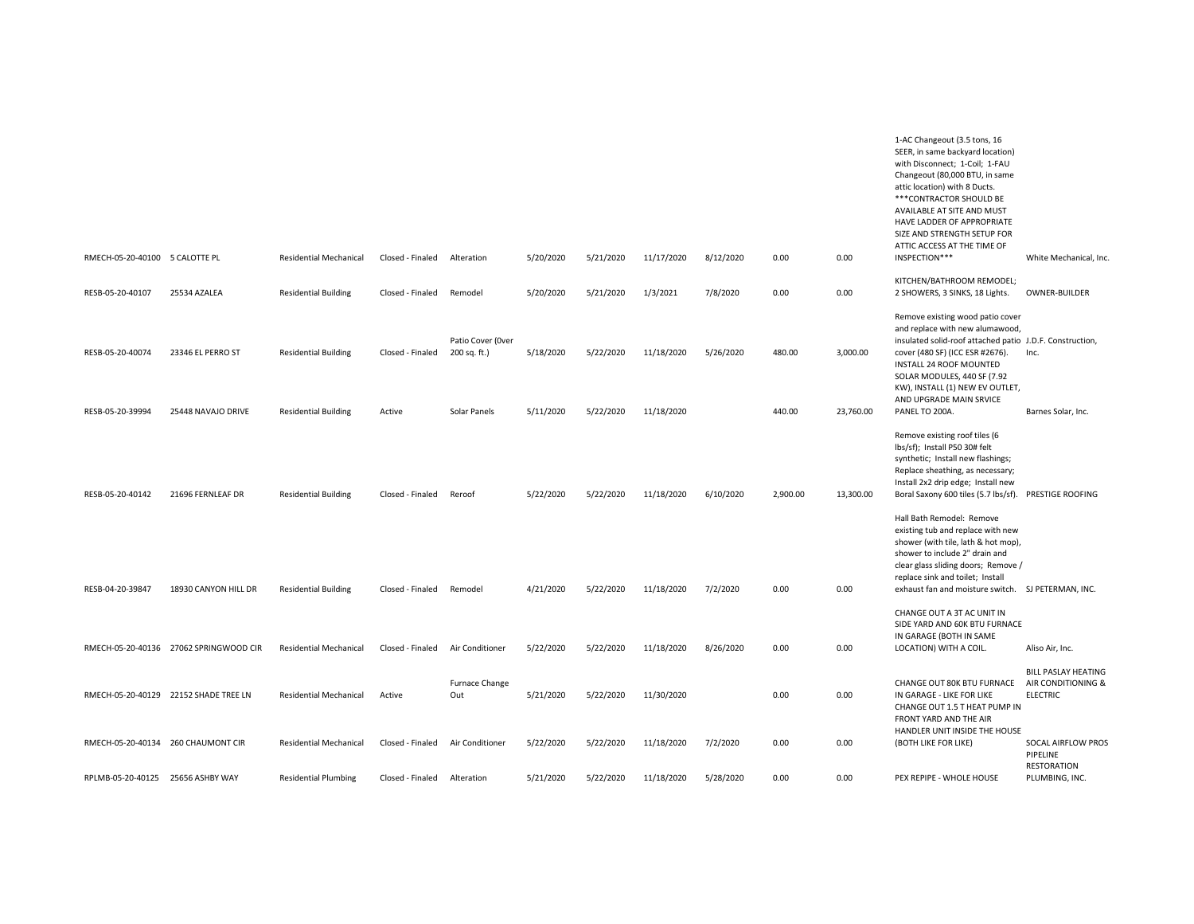| | | | | | | | | | | | | |
|---|---|---|---|---|---|---|---|---|---|---|---|---|
| RMECH-05-20-40100 | 5 CALOTTE PL | Residential Mechanical | Closed - Finaled | Alteration | 5/20/2020 | 5/21/2020 | 11/17/2020 | 8/12/2020 | 0.00 | 0.00 | 1-AC Changeout (3.5 tons, 16 SEER, in same backyard location) with Disconnect; 1-Coil; 1-FAU Changeout (80,000 BTU, in same attic location) with 8 Ducts. ***CONTRACTOR SHOULD BE AVAILABLE AT SITE AND MUST HAVE LADDER OF APPROPRIATE SIZE AND STRENGTH SETUP FOR ATTIC ACCESS AT THE TIME OF INSPECTION*** | White Mechanical, Inc. |
| RESB-05-20-40107 | 25534 AZALEA | Residential Building | Closed - Finaled | Remodel | 5/20/2020 | 5/21/2020 | 1/3/2021 | 7/8/2020 | 0.00 | 0.00 | KITCHEN/BATHROOM REMODEL; 2 SHOWERS, 3 SINKS, 18 Lights. | OWNER-BUILDER |
| RESB-05-20-40074 | 23346 EL PERRO ST | Residential Building | Closed - Finaled | Patio Cover (0ver 200 sq. ft.) | 5/18/2020 | 5/22/2020 | 11/18/2020 | 5/26/2020 | 480.00 | 3,000.00 | Remove existing wood patio cover and replace with new alumawood, insulated solid-roof attached patio cover (480 SF) (ICC ESR #2676). | J.D.F. Construction, Inc. |
| RESB-05-20-39994 | 25448 NAVAJO DRIVE | Residential Building | Active | Solar Panels | 5/11/2020 | 5/22/2020 | 11/18/2020 | | 440.00 | 23,760.00 | INSTALL 24 ROOF MOUNTED SOLAR MODULES, 440 SF (7.92 KW), INSTALL (1) NEW EV OUTLET, AND UPGRADE MAIN SRVICE PANEL TO 200A. | Barnes Solar, Inc. |
| RESB-05-20-40142 | 21696 FERNLEAF DR | Residential Building | Closed - Finaled | Reroof | 5/22/2020 | 5/22/2020 | 11/18/2020 | 6/10/2020 | 2,900.00 | 13,300.00 | Remove existing roof tiles (6 lbs/sf); Install P50 30# felt synthetic; Install new flashings; Replace sheathing, as necessary; Install 2x2 drip edge; Install new Boral Saxony 600 tiles (5.7 lbs/sf). | PRESTIGE ROOFING |
| RESB-04-20-39847 | 18930 CANYON HILL DR | Residential Building | Closed - Finaled | Remodel | 4/21/2020 | 5/22/2020 | 11/18/2020 | 7/2/2020 | 0.00 | 0.00 | Hall Bath Remodel: Remove existing tub and replace with new shower (with tile, lath & hot mop), shower to include 2" drain and clear glass sliding doors; Remove / replace sink and toilet; Install exhaust fan and moisture switch. | SJ PETERMAN, INC. |
| RMECH-05-20-40136 | 27062 SPRINGWOOD CIR | Residential Mechanical | Closed - Finaled | Air Conditioner | 5/22/2020 | 5/22/2020 | 11/18/2020 | 8/26/2020 | 0.00 | 0.00 | CHANGE OUT A 3T AC UNIT IN SIDE YARD AND 60K BTU FURNACE IN GARAGE (BOTH IN SAME LOCATION) WITH A COIL. | Aliso Air, Inc. |
| RMECH-05-20-40129 | 22152 SHADE TREE LN | Residential Mechanical | Active | Furnace Change Out | 5/21/2020 | 5/22/2020 | 11/30/2020 | | 0.00 | 0.00 | CHANGE OUT 80K BTU FURNACE IN GARAGE - LIKE FOR LIKE | BILL PASLAY HEATING AIR CONDITIONING & ELECTRIC |
| RMECH-05-20-40134 | 260 CHAUMONT CIR | Residential Mechanical | Closed - Finaled | Air Conditioner | 5/22/2020 | 5/22/2020 | 11/18/2020 | 7/2/2020 | 0.00 | 0.00 | CHANGE OUT 1.5 T HEAT PUMP IN FRONT YARD AND THE AIR HANDLER UNIT INSIDE THE HOUSE (BOTH LIKE FOR LIKE) | SOCAL AIRFLOW PROS |
| RPLMB-05-20-40125 | 25656 ASHBY WAY | Residential Plumbing | Closed - Finaled | Alteration | 5/21/2020 | 5/22/2020 | 11/18/2020 | 5/28/2020 | 0.00 | 0.00 | PEX REPIPE - WHOLE HOUSE | PIPELINE RESTORATION PLUMBING, INC. |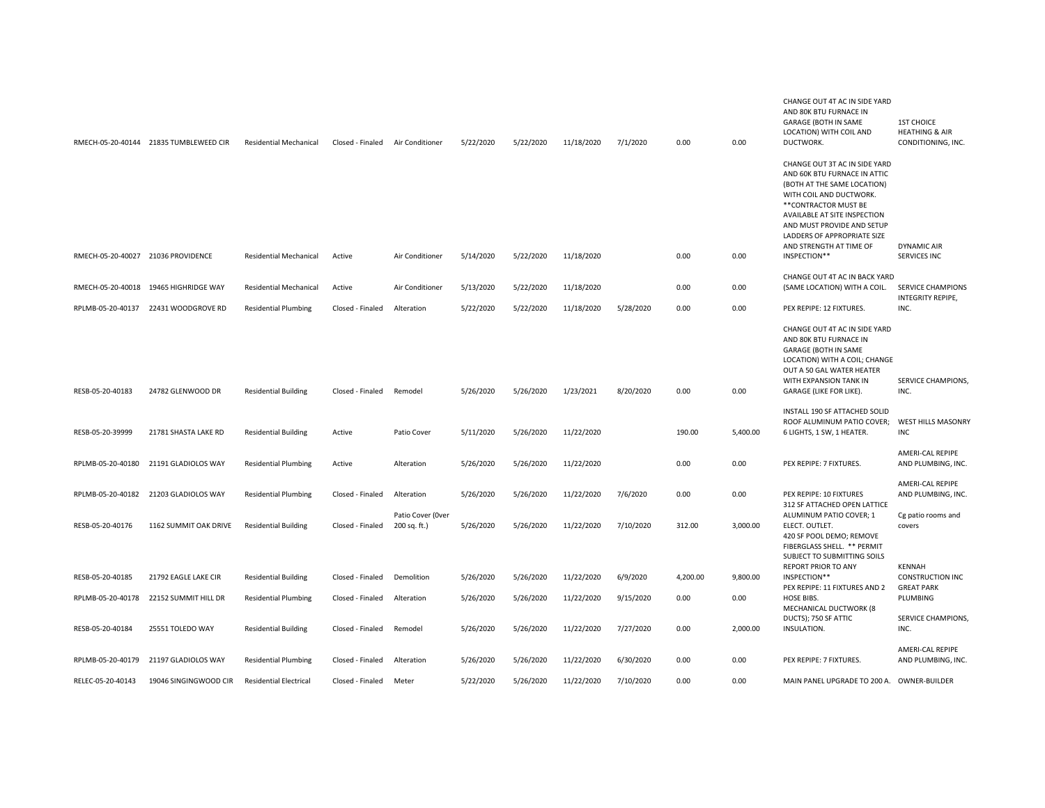| | | | | | | | | | | | | |
|---|---|---|---|---|---|---|---|---|---|---|---|---|
| RMECH-05-20-40144 | 21835 TUMBLEWEED CIR | Residential Mechanical | Closed - Finaled | Air Conditioner | 5/22/2020 | 5/22/2020 | 11/18/2020 | 7/1/2020 | 0.00 | 0.00 | CHANGE OUT 4T AC IN SIDE YARD AND 80K BTU FURNACE IN GARAGE (BOTH IN SAME LOCATION) WITH COIL AND DUCTWORK. | 1ST CHOICE HEATHING & AIR CONDITIONING, INC. |
| RMECH-05-20-40027 | 21036 PROVIDENCE | Residential Mechanical | Active | Air Conditioner | 5/14/2020 | 5/22/2020 | 11/18/2020 | | 0.00 | 0.00 | CHANGE OUT 3T AC IN SIDE YARD AND 60K BTU FURNACE IN ATTIC (BOTH AT THE SAME LOCATION) WITH COIL AND DUCTWORK. **CONTRACTOR MUST BE AVAILABLE AT SITE INSPECTION AND MUST PROVIDE AND SETUP LADDERS OF APPROPRIATE SIZE AND STRENGTH AT TIME OF INSPECTION** | DYNAMIC AIR SERVICES INC |
| RMECH-05-20-40018 | 19465 HIGHRIDGE WAY | Residential Mechanical | Active | Air Conditioner | 5/13/2020 | 5/22/2020 | 11/18/2020 | | 0.00 | 0.00 | CHANGE OUT 4T AC IN BACK YARD (SAME LOCATION) WITH A COIL. | SERVICE CHAMPIONS |
| RPLMB-05-20-40137 | 22431 WOODGROVE RD | Residential Plumbing | Closed - Finaled | Alteration | 5/22/2020 | 5/22/2020 | 11/18/2020 | 5/28/2020 | 0.00 | 0.00 | PEX REPIPE: 12 FIXTURES. | INTEGRITY REPIPE, INC. |
| RESB-05-20-40183 | 24782 GLENWOOD DR | Residential Building | Closed - Finaled | Remodel | 5/26/2020 | 5/26/2020 | 1/23/2021 | 8/20/2020 | 0.00 | 0.00 | CHANGE OUT 4T AC IN SIDE YARD AND 80K BTU FURNACE IN GARAGE (BOTH IN SAME LOCATION) WITH A COIL; CHANGE OUT A 50 GAL WATER HEATER WITH EXPANSION TANK IN GARAGE (LIKE FOR LIKE). | SERVICE CHAMPIONS, INC. |
| RESB-05-20-39999 | 21781 SHASTA LAKE RD | Residential Building | Active | Patio Cover | 5/11/2020 | 5/26/2020 | 11/22/2020 | | 190.00 | 5,400.00 | INSTALL 190 SF ATTACHED SOLID ROOF ALUMINUM PATIO COVER; 6 LIGHTS, 1 SW, 1 HEATER. | WEST HILLS MASONRY INC |
| RPLMB-05-20-40180 | 21191 GLADIOLOS WAY | Residential Plumbing | Active | Alteration | 5/26/2020 | 5/26/2020 | 11/22/2020 | | 0.00 | 0.00 | PEX REPIPE: 7 FIXTURES. | AMERI-CAL REPIPE AND PLUMBING, INC. |
| RPLMB-05-20-40182 | 21203 GLADIOLOS WAY | Residential Plumbing | Closed - Finaled | Alteration | 5/26/2020 | 5/26/2020 | 11/22/2020 | 7/6/2020 | 0.00 | 0.00 | PEX REPIPE: 10 FIXTURES | AMERI-CAL REPIPE AND PLUMBING, INC. |
| RESB-05-20-40176 | 1162 SUMMIT OAK DRIVE | Residential Building | Closed - Finaled | Patio Cover (0ver 200 sq. ft.) | 5/26/2020 | 5/26/2020 | 11/22/2020 | 7/10/2020 | 312.00 | 3,000.00 | 312 SF ATTACHED OPEN LATTICE ALUMINUM PATIO COVER; 1 ELECT. OUTLET. | Cg patio rooms and covers |
| RESB-05-20-40185 | 21792 EAGLE LAKE CIR | Residential Building | Closed - Finaled | Demolition | 5/26/2020 | 5/26/2020 | 11/22/2020 | 6/9/2020 | 4,200.00 | 9,800.00 | 420 SF POOL DEMO; REMOVE FIBERGLASS SHELL. ** PERMIT SUBJECT TO SUBMITTING SOILS REPORT PRIOR TO ANY INSPECTION** | KENNAH CONSTRUCTION INC |
| RPLMB-05-20-40178 | 22152 SUMMIT HILL DR | Residential Plumbing | Closed - Finaled | Alteration | 5/26/2020 | 5/26/2020 | 11/22/2020 | 9/15/2020 | 0.00 | 0.00 | PEX REPIPE: 11 FIXTURES AND 2 HOSE BIBS. | GREAT PARK PLUMBING |
| RESB-05-20-40184 | 25551 TOLEDO WAY | Residential Building | Closed - Finaled | Remodel | 5/26/2020 | 5/26/2020 | 11/22/2020 | 7/27/2020 | 0.00 | 2,000.00 | MECHANICAL DUCTWORK (8 DUCTS); 750 SF ATTIC INSULATION. | SERVICE CHAMPIONS, INC. |
| RPLMB-05-20-40179 | 21197 GLADIOLOS WAY | Residential Plumbing | Closed - Finaled | Alteration | 5/26/2020 | 5/26/2020 | 11/22/2020 | 6/30/2020 | 0.00 | 0.00 | PEX REPIPE: 7 FIXTURES. | AMERI-CAL REPIPE AND PLUMBING, INC. |
| RELEC-05-20-40143 | 19046 SINGINGWOOD CIR | Residential Electrical | Closed - Finaled | Meter | 5/22/2020 | 5/26/2020 | 11/22/2020 | 7/10/2020 | 0.00 | 0.00 | MAIN PANEL UPGRADE TO 200 A. | OWNER-BUILDER |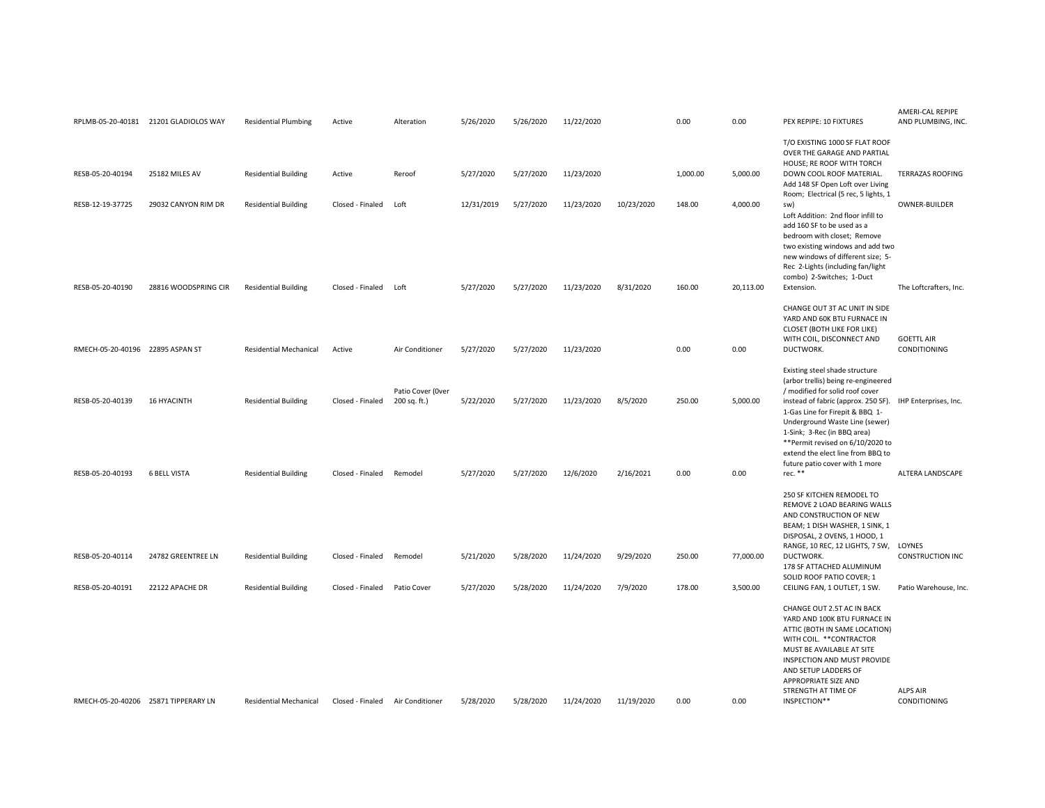| | | | | | | | | | | | | |
|---|---|---|---|---|---|---|---|---|---|---|---|---|
| RPLMB-05-20-40181 | 21201 GLADIOLOS WAY | Residential Plumbing | Active | Alteration | 5/26/2020 | 5/26/2020 | 11/22/2020 | | 0.00 | 0.00 | PEX REPIPE: 10 FIXTURES | AMERI-CAL REPIPE AND PLUMBING, INC. |
| RESB-05-20-40194 | 25182 MILES AV | Residential Building | Active | Reroof | 5/27/2020 | 5/27/2020 | 11/23/2020 | | 1,000.00 | 5,000.00 | T/O EXISTING 1000 SF FLAT ROOF OVER THE GARAGE AND PARTIAL HOUSE; RE ROOF WITH TORCH DOWN COOL ROOF MATERIAL. | TERRAZAS ROOFING |
| RESB-12-19-37725 | 29032 CANYON RIM DR | Residential Building | Closed - Finaled | Loft | 12/31/2019 | 5/27/2020 | 11/23/2020 | 10/23/2020 | 148.00 | 4,000.00 | Add 148 SF Open Loft over Living Room; Electrical (5 rec, 5 lights, 1 sw) | OWNER-BUILDER |
| RESB-05-20-40190 | 28816 WOODSPRING CIR | Residential Building | Closed - Finaled | Loft | 5/27/2020 | 5/27/2020 | 11/23/2020 | 8/31/2020 | 160.00 | 20,113.00 | Loft Addition: 2nd floor infill to add 160 SF to be used as a bedroom with closet; Remove two existing windows and add two new windows of different size; 5-Rec 2-Lights (including fan/light combo) 2-Switches; 1-Duct Extension. | The Loftcrafters, Inc. |
| RMECH-05-20-40196 | 22895 ASPAN ST | Residential Mechanical | Active | Air Conditioner | 5/27/2020 | 5/27/2020 | 11/23/2020 | | 0.00 | 0.00 | CHANGE OUT 3T AC UNIT IN SIDE YARD AND 60K BTU FURNACE IN CLOSET (BOTH LIKE FOR LIKE) WITH COIL, DISCONNECT AND DUCTWORK. | GOETTL AIR CONDITIONING |
| RESB-05-20-40139 | 16 HYACINTH | Residential Building | Closed - Finaled | Patio Cover (0ver 200 sq. ft.) | 5/22/2020 | 5/27/2020 | 11/23/2020 | 8/5/2020 | 250.00 | 5,000.00 | Existing steel shade structure (arbor trellis) being re-engineered / modified for solid roof cover instead of fabric (approx. 250 SF). | IHP Enterprises, Inc. |
| RESB-05-20-40193 | 6 BELL VISTA | Residential Building | Closed - Finaled | Remodel | 5/27/2020 | 5/27/2020 | 12/6/2020 | 2/16/2021 | 0.00 | 0.00 | 1-Gas Line for Firepit & BBQ 1-Underground Waste Line (sewer) 1-Sink; 3-Rec (in BBQ area) **Permit revised on 6/10/2020 to extend the elect line from BBQ to future patio cover with 1 more rec. ** | ALTERA LANDSCAPE |
| RESB-05-20-40114 | 24782 GREENTREE LN | Residential Building | Closed - Finaled | Remodel | 5/21/2020 | 5/28/2020 | 11/24/2020 | 9/29/2020 | 250.00 | 77,000.00 | 250 SF KITCHEN REMODEL TO REMOVE 2 LOAD BEARING WALLS AND CONSTRUCTION OF NEW BEAM; 1 DISH WASHER, 1 SINK, 1 DISPOSAL, 2 OVENS, 1 HOOD, 1 RANGE, 10 REC, 12 LIGHTS, 7 SW, DUCTWORK. | LOYNES CONSTRUCTION INC |
| RESB-05-20-40191 | 22122 APACHE DR | Residential Building | Closed - Finaled | Patio Cover | 5/27/2020 | 5/28/2020 | 11/24/2020 | 7/9/2020 | 178.00 | 3,500.00 | 178 SF ATTACHED ALUMINUM SOLID ROOF PATIO COVER; 1 CEILING FAN, 1 OUTLET, 1 SW. | Patio Warehouse, Inc. |
| RMECH-05-20-40206 | 25871 TIPPERARY LN | Residential Mechanical | Closed - Finaled | Air Conditioner | 5/28/2020 | 5/28/2020 | 11/24/2020 | 11/19/2020 | 0.00 | 0.00 | CHANGE OUT 2.5T AC IN BACK YARD AND 100K BTU FURNACE IN ATTIC (BOTH IN SAME LOCATION) WITH COIL. **CONTRACTOR MUST BE AVAILABLE AT SITE INSPECTION AND MUST PROVIDE AND SETUP LADDERS OF APPROPRIATE SIZE AND STRENGTH AT TIME OF INSPECTION** | ALPS AIR CONDITIONING |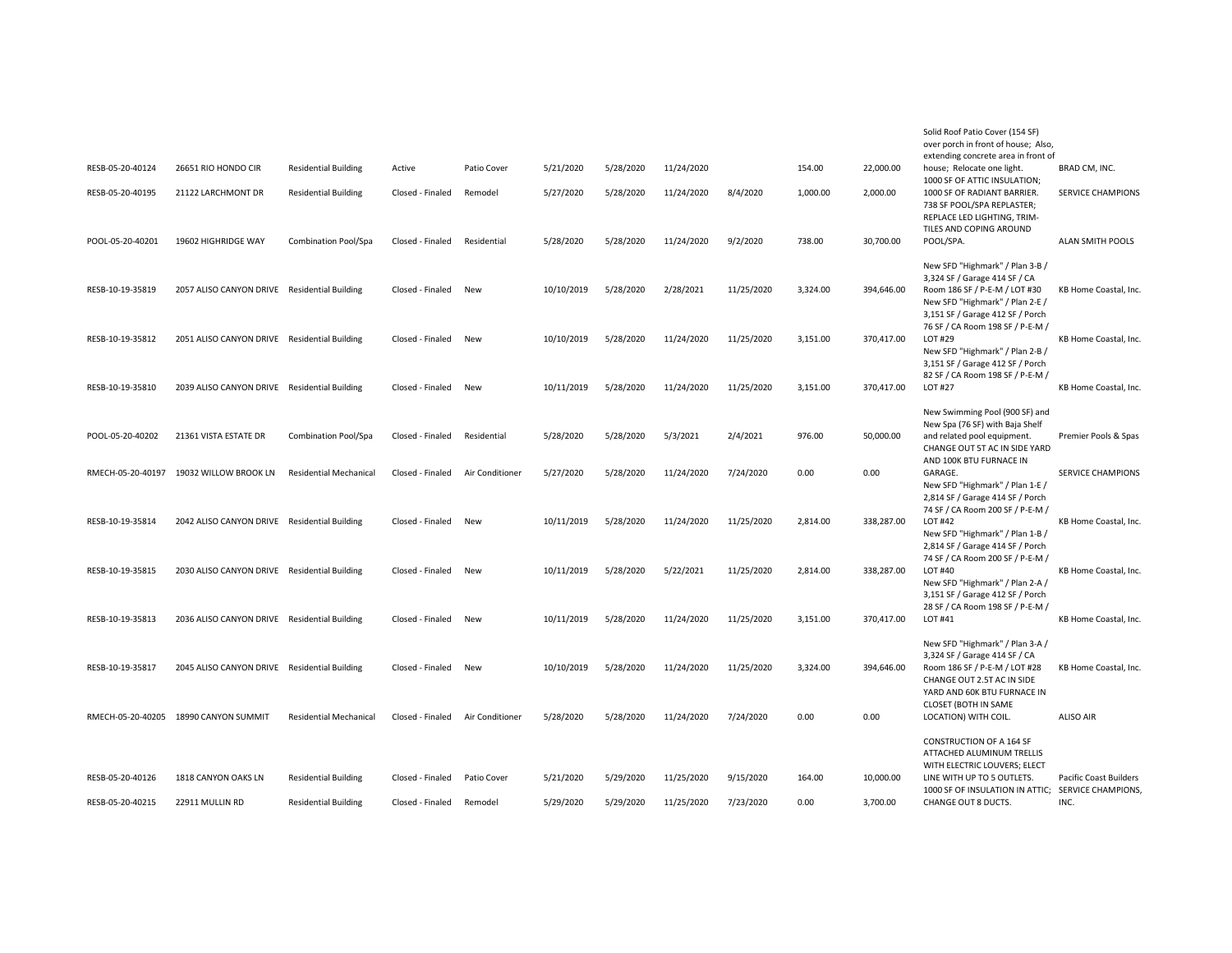| | | | | | | | | | | | | |
|---|---|---|---|---|---|---|---|---|---|---|---|---|
| RESB-05-20-40124 | 26651 RIO HONDO CIR | Residential Building | Active | Patio Cover | 5/21/2020 | 5/28/2020 | 11/24/2020 | | 154.00 | 22,000.00 | Solid Roof Patio Cover (154 SF) over porch in front of house; Also, extending concrete area in front of house; Relocate one light. | BRAD CM, INC. |
| RESB-05-20-40195 | 21122 LARCHMONT DR | Residential Building | Closed - Finaled | Remodel | 5/27/2020 | 5/28/2020 | 11/24/2020 | 8/4/2020 | 1,000.00 | 2,000.00 | 1000 SF OF ATTIC INSULATION; 1000 SF OF RADIANT BARRIER. | SERVICE CHAMPIONS |
| POOL-05-20-40201 | 19602 HIGHRIDGE WAY | Combination Pool/Spa | Closed - Finaled | Residential | 5/28/2020 | 5/28/2020 | 11/24/2020 | 9/2/2020 | 738.00 | 30,700.00 | 738 SF POOL/SPA REPLASTER; REPLACE LED LIGHTING, TRIM-TILES AND COPING AROUND POOL/SPA. | ALAN SMITH POOLS |
| RESB-10-19-35819 | 2057 ALISO CANYON DRIVE | Residential Building | Closed - Finaled | New | 10/10/2019 | 5/28/2020 | 2/28/2021 | 11/25/2020 | 3,324.00 | 394,646.00 | New SFD "Highmark" / Plan 3-B / 3,324 SF / Garage 414 SF / CA Room 186 SF / P-E-M / LOT #30 | KB Home Coastal, Inc. |
| RESB-10-19-35812 | 2051 ALISO CANYON DRIVE | Residential Building | Closed - Finaled | New | 10/10/2019 | 5/28/2020 | 11/24/2020 | 11/25/2020 | 3,151.00 | 370,417.00 | New SFD "Highmark" / Plan 2-E / 3,151 SF / Garage 412 SF / Porch 76 SF / CA Room 198 SF / P-E-M / LOT #29 | KB Home Coastal, Inc. |
| RESB-10-19-35810 | 2039 ALISO CANYON DRIVE | Residential Building | Closed - Finaled | New | 10/11/2019 | 5/28/2020 | 11/24/2020 | 11/25/2020 | 3,151.00 | 370,417.00 | New SFD "Highmark" / Plan 2-B / 3,151 SF / Garage 412 SF / Porch 82 SF / CA Room 198 SF / P-E-M / LOT #27 | KB Home Coastal, Inc. |
| POOL-05-20-40202 | 21361 VISTA ESTATE DR | Combination Pool/Spa | Closed - Finaled | Residential | 5/28/2020 | 5/28/2020 | 5/3/2021 | 2/4/2021 | 976.00 | 50,000.00 | New Swimming Pool (900 SF) and New Spa (76 SF) with Baja Shelf and related pool equipment. | Premier Pools & Spas |
| RMECH-05-20-40197 | 19032 WILLOW BROOK LN | Residential Mechanical | Closed - Finaled | Air Conditioner | 5/27/2020 | 5/28/2020 | 11/24/2020 | 7/24/2020 | 0.00 | 0.00 | CHANGE OUT 5T AC IN SIDE YARD AND 100K BTU FURNACE IN GARAGE. | SERVICE CHAMPIONS |
| RESB-10-19-35814 | 2042 ALISO CANYON DRIVE | Residential Building | Closed - Finaled | New | 10/11/2019 | 5/28/2020 | 11/24/2020 | 11/25/2020 | 2,814.00 | 338,287.00 | New SFD "Highmark" / Plan 1-E / 2,814 SF / Garage 414 SF / Porch 74 SF / CA Room 200 SF / P-E-M / LOT #42 | KB Home Coastal, Inc. |
| RESB-10-19-35815 | 2030 ALISO CANYON DRIVE | Residential Building | Closed - Finaled | New | 10/11/2019 | 5/28/2020 | 5/22/2021 | 11/25/2020 | 2,814.00 | 338,287.00 | New SFD "Highmark" / Plan 1-B / 2,814 SF / Garage 414 SF / Porch 74 SF / CA Room 200 SF / P-E-M / LOT #40 | KB Home Coastal, Inc. |
| RESB-10-19-35813 | 2036 ALISO CANYON DRIVE | Residential Building | Closed - Finaled | New | 10/11/2019 | 5/28/2020 | 11/24/2020 | 11/25/2020 | 3,151.00 | 370,417.00 | New SFD "Highmark" / Plan 2-A / 3,151 SF / Garage 412 SF / Porch 28 SF / CA Room 198 SF / P-E-M / LOT #41 | KB Home Coastal, Inc. |
| RESB-10-19-35817 | 2045 ALISO CANYON DRIVE | Residential Building | Closed - Finaled | New | 10/10/2019 | 5/28/2020 | 11/24/2020 | 11/25/2020 | 3,324.00 | 394,646.00 | New SFD "Highmark" / Plan 3-A / 3,324 SF / Garage 414 SF / CA Room 186 SF / P-E-M / LOT #28 | KB Home Coastal, Inc. |
| RMECH-05-20-40205 | 18990 CANYON SUMMIT | Residential Mechanical | Closed - Finaled | Air Conditioner | 5/28/2020 | 5/28/2020 | 11/24/2020 | 7/24/2020 | 0.00 | 0.00 | CHANGE OUT 2.5T AC IN SIDE YARD AND 60K BTU FURNACE IN CLOSET (BOTH IN SAME LOCATION) WITH COIL. | ALISO AIR |
| RESB-05-20-40126 | 1818 CANYON OAKS LN | Residential Building | Closed - Finaled | Patio Cover | 5/21/2020 | 5/29/2020 | 11/25/2020 | 9/15/2020 | 164.00 | 10,000.00 | CONSTRUCTION OF A 164 SF ATTACHED ALUMINUM TRELLIS WITH ELECTRIC LOUVERS; ELECT LINE WITH UP TO 5 OUTLETS. | Pacific Coast Builders |
| RESB-05-20-40215 | 22911 MULLIN RD | Residential Building | Closed - Finaled | Remodel | 5/29/2020 | 5/29/2020 | 11/25/2020 | 7/23/2020 | 0.00 | 3,700.00 | 1000 SF OF INSULATION IN ATTIC; CHANGE OUT 8 DUCTS. | SERVICE CHAMPIONS, INC. |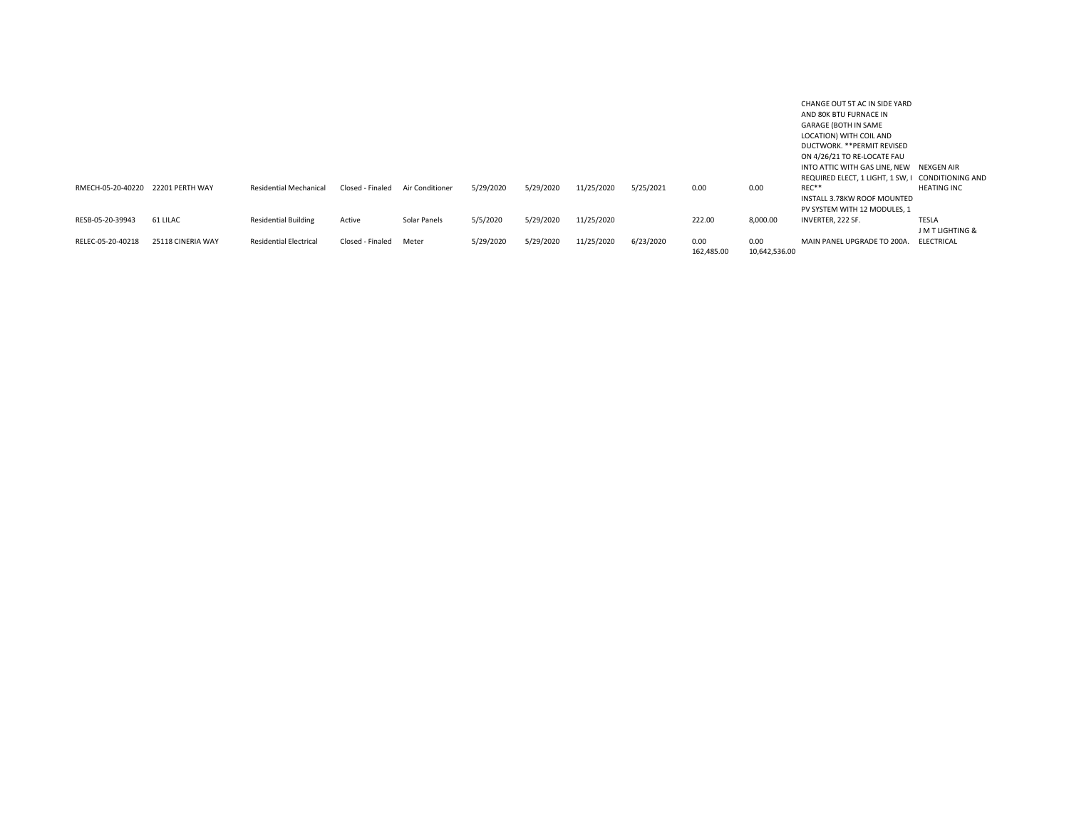| | | | | | | | | | | | | |
|---|---|---|---|---|---|---|---|---|---|---|---|---|
| RMECH-05-20-40220 | 22201 PERTH WAY | Residential Mechanical | Closed - Finaled | Air Conditioner | 5/29/2020 | 5/29/2020 | 11/25/2020 | 5/25/2021 | 0.00 | 0.00 | CHANGE OUT 5T AC IN SIDE YARD AND 80K BTU FURNACE IN GARAGE (BOTH IN SAME LOCATION) WITH COIL AND DUCTWORK. **PERMIT REVISED ON 4/26/21 TO RE-LOCATE FAU INTO ATTIC WITH GAS LINE, NEW REQUIRED ELECT, 1 LIGHT, 1 SW, I REC** | NEXGEN AIR CONDITIONING AND HEATING INC |
| RESB-05-20-39943 | 61 LILAC | Residential Building | Active | Solar Panels | 5/5/2020 | 5/29/2020 | 11/25/2020 | | 222.00 | 8,000.00 | INSTALL 3.78KW ROOF MOUNTED PV SYSTEM WITH 12 MODULES, 1 INVERTER, 222 SF. | TESLA |
| RELEC-05-20-40218 | 25118 CINERIA WAY | Residential Electrical | Closed - Finaled | Meter | 5/29/2020 | 5/29/2020 | 11/25/2020 | 6/23/2020 | 0.00 | 0.00 | MAIN PANEL UPGRADE TO 200A. | J M T LIGHTING & ELECTRICAL |
| | | | | | | | | | 162,485.00 | 10,642,536.00 | | |